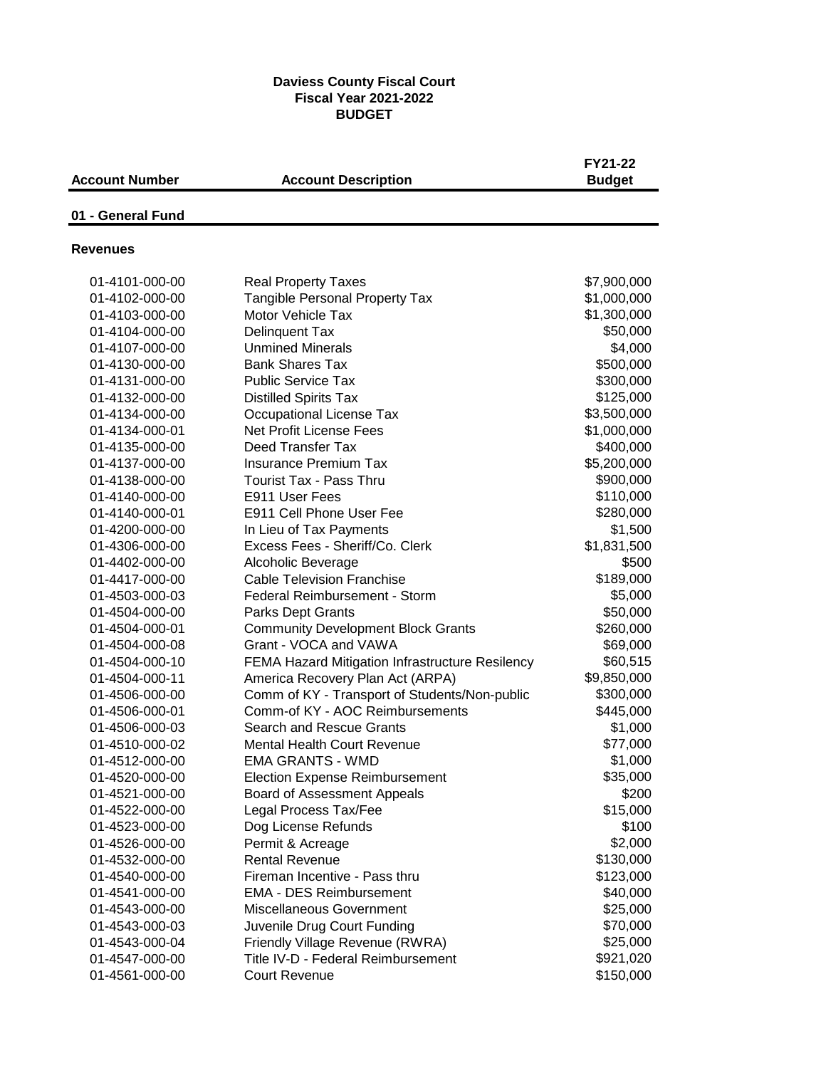**Daviess County Fiscal Court**
**Fiscal Year 2021-2022**
**BUDGET**

| Account Number | Account Description | FY21-22 Budget |
|---|---|---|
| **01 - General Fund** | | |
| **Revenues** | | |
| 01-4101-000-00 | Real Property Taxes | $7,900,000 |
| 01-4102-000-00 | Tangible Personal Property Tax | $1,000,000 |
| 01-4103-000-00 | Motor Vehicle Tax | $1,300,000 |
| 01-4104-000-00 | Delinquent Tax | $50,000 |
| 01-4107-000-00 | Unmined Minerals | $4,000 |
| 01-4130-000-00 | Bank Shares Tax | $500,000 |
| 01-4131-000-00 | Public Service Tax | $300,000 |
| 01-4132-000-00 | Distilled Spirits Tax | $125,000 |
| 01-4134-000-00 | Occupational License Tax | $3,500,000 |
| 01-4134-000-01 | Net Profit License Fees | $1,000,000 |
| 01-4135-000-00 | Deed Transfer Tax | $400,000 |
| 01-4137-000-00 | Insurance Premium Tax | $5,200,000 |
| 01-4138-000-00 | Tourist Tax - Pass Thru | $900,000 |
| 01-4140-000-00 | E911 User Fees | $110,000 |
| 01-4140-000-01 | E911 Cell Phone User Fee | $280,000 |
| 01-4200-000-00 | In Lieu of Tax Payments | $1,500 |
| 01-4306-000-00 | Excess Fees - Sheriff/Co. Clerk | $1,831,500 |
| 01-4402-000-00 | Alcoholic Beverage | $500 |
| 01-4417-000-00 | Cable Television Franchise | $189,000 |
| 01-4503-000-03 | Federal Reimbursement - Storm | $5,000 |
| 01-4504-000-00 | Parks Dept Grants | $50,000 |
| 01-4504-000-01 | Community Development Block Grants | $260,000 |
| 01-4504-000-08 | Grant - VOCA and VAWA | $69,000 |
| 01-4504-000-10 | FEMA Hazard Mitigation Infrastructure Resilency | $60,515 |
| 01-4504-000-11 | America Recovery Plan Act (ARPA) | $9,850,000 |
| 01-4506-000-00 | Comm of KY - Transport of Students/Non-public | $300,000 |
| 01-4506-000-01 | Comm-of KY - AOC Reimbursements | $445,000 |
| 01-4506-000-03 | Search and Rescue Grants | $1,000 |
| 01-4510-000-02 | Mental Health Court Revenue | $77,000 |
| 01-4512-000-00 | EMA GRANTS - WMD | $1,000 |
| 01-4520-000-00 | Election Expense Reimbursement | $35,000 |
| 01-4521-000-00 | Board of Assessment Appeals | $200 |
| 01-4522-000-00 | Legal Process Tax/Fee | $15,000 |
| 01-4523-000-00 | Dog License Refunds | $100 |
| 01-4526-000-00 | Permit & Acreage | $2,000 |
| 01-4532-000-00 | Rental Revenue | $130,000 |
| 01-4540-000-00 | Fireman Incentive - Pass thru | $123,000 |
| 01-4541-000-00 | EMA - DES Reimbursement | $40,000 |
| 01-4543-000-00 | Miscellaneous Government | $25,000 |
| 01-4543-000-03 | Juvenile Drug Court Funding | $70,000 |
| 01-4543-000-04 | Friendly Village Revenue (RWRA) | $25,000 |
| 01-4547-000-00 | Title IV-D - Federal Reimbursement | $921,020 |
| 01-4561-000-00 | Court Revenue | $150,000 |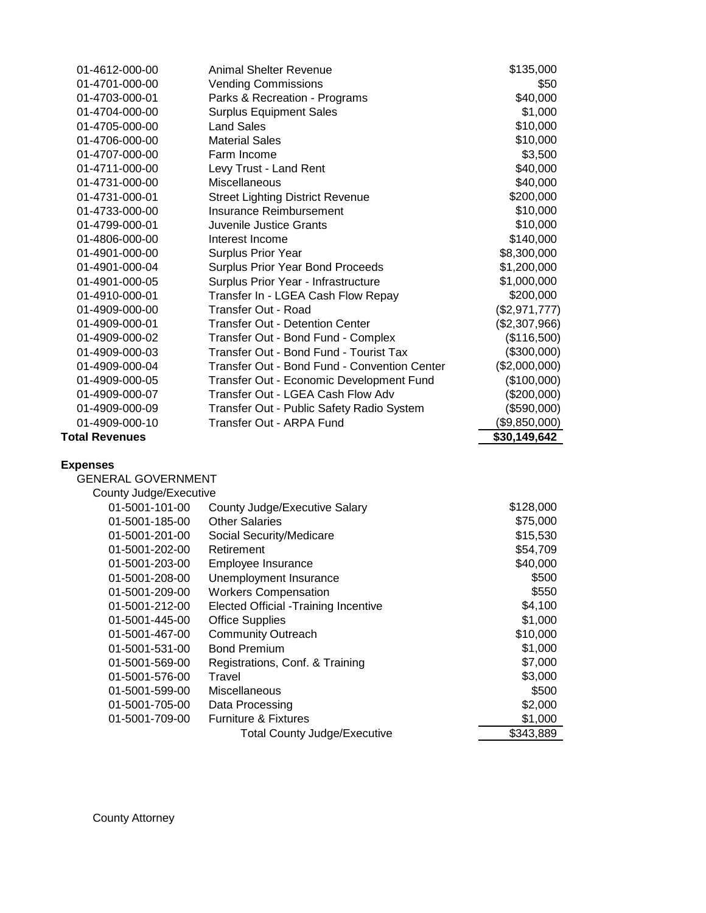| Account | Description | Amount |
|---|---|---|
| 01-4612-000-00 | Animal Shelter Revenue | $135,000 |
| 01-4701-000-00 | Vending Commissions | $50 |
| 01-4703-000-01 | Parks & Recreation - Programs | $40,000 |
| 01-4704-000-00 | Surplus Equipment Sales | $1,000 |
| 01-4705-000-00 | Land Sales | $10,000 |
| 01-4706-000-00 | Material Sales | $10,000 |
| 01-4707-000-00 | Farm Income | $3,500 |
| 01-4711-000-00 | Levy Trust - Land Rent | $40,000 |
| 01-4731-000-00 | Miscellaneous | $40,000 |
| 01-4731-000-01 | Street Lighting District Revenue | $200,000 |
| 01-4733-000-00 | Insurance Reimbursement | $10,000 |
| 01-4799-000-01 | Juvenile Justice Grants | $10,000 |
| 01-4806-000-00 | Interest Income | $140,000 |
| 01-4901-000-00 | Surplus Prior Year | $8,300,000 |
| 01-4901-000-04 | Surplus Prior Year Bond Proceeds | $1,200,000 |
| 01-4901-000-05 | Surplus Prior Year - Infrastructure | $1,000,000 |
| 01-4910-000-01 | Transfer In - LGEA Cash Flow Repay | $200,000 |
| 01-4909-000-00 | Transfer Out - Road | ($2,971,777) |
| 01-4909-000-01 | Transfer Out - Detention Center | ($2,307,966) |
| 01-4909-000-02 | Transfer Out - Bond Fund - Complex | ($116,500) |
| 01-4909-000-03 | Transfer Out - Bond Fund - Tourist Tax | ($300,000) |
| 01-4909-000-04 | Transfer Out - Bond Fund - Convention Center | ($2,000,000) |
| 01-4909-000-05 | Transfer Out - Economic Development Fund | ($100,000) |
| 01-4909-000-07 | Transfer Out - LGEA Cash Flow Adv | ($200,000) |
| 01-4909-000-09 | Transfer Out - Public Safety Radio System | ($590,000) |
| 01-4909-000-10 | Transfer Out - ARPA Fund | ($9,850,000) |
| **Total Revenues** | | **$30,149,642** |

**Expenses**

GENERAL GOVERNMENT

County Judge/Executive

| Account | Description | Amount |
|---|---|---|
| 01-5001-101-00 | County Judge/Executive Salary | $128,000 |
| 01-5001-185-00 | Other Salaries | $75,000 |
| 01-5001-201-00 | Social Security/Medicare | $15,530 |
| 01-5001-202-00 | Retirement | $54,709 |
| 01-5001-203-00 | Employee Insurance | $40,000 |
| 01-5001-208-00 | Unemployment Insurance | $500 |
| 01-5001-209-00 | Workers Compensation | $550 |
| 01-5001-212-00 | Elected Official -Training Incentive | $4,100 |
| 01-5001-445-00 | Office Supplies | $1,000 |
| 01-5001-467-00 | Community Outreach | $10,000 |
| 01-5001-531-00 | Bond Premium | $1,000 |
| 01-5001-569-00 | Registrations, Conf. & Training | $7,000 |
| 01-5001-576-00 | Travel | $3,000 |
| 01-5001-599-00 | Miscellaneous | $500 |
| 01-5001-705-00 | Data Processing | $2,000 |
| 01-5001-709-00 | Furniture & Fixtures | $1,000 |
| | Total County Judge/Executive | $343,889 |

County Attorney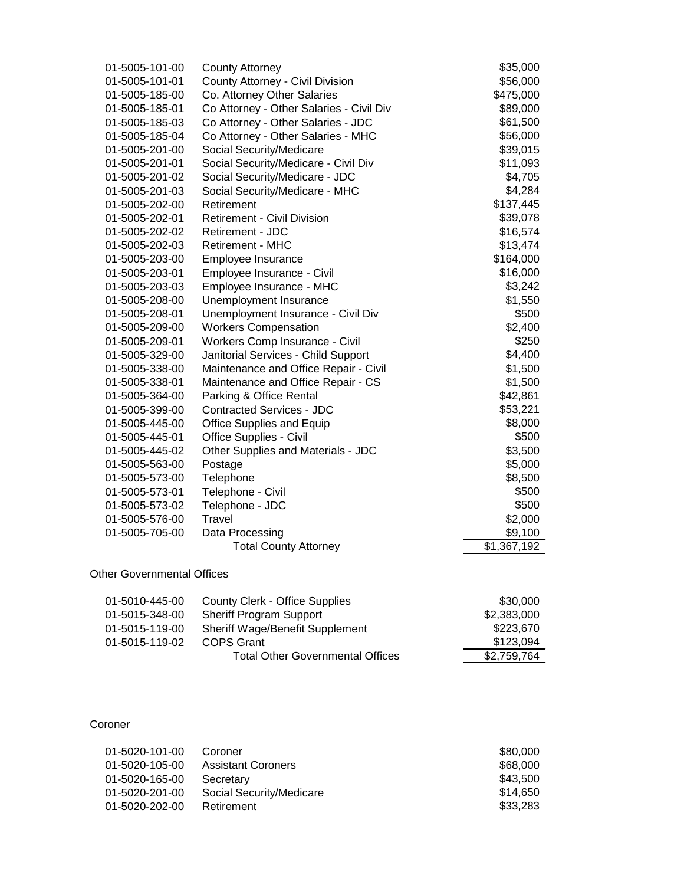| | | |
|---|---|---|
| 01-5005-101-00 | County Attorney | $35,000 |
| 01-5005-101-01 | County Attorney - Civil Division | $56,000 |
| 01-5005-185-00 | Co. Attorney Other Salaries | $475,000 |
| 01-5005-185-01 | Co Attorney - Other Salaries - Civil Div | $89,000 |
| 01-5005-185-03 | Co Attorney - Other Salaries - JDC | $61,500 |
| 01-5005-185-04 | Co Attorney - Other Salaries - MHC | $56,000 |
| 01-5005-201-00 | Social Security/Medicare | $39,015 |
| 01-5005-201-01 | Social Security/Medicare - Civil Div | $11,093 |
| 01-5005-201-02 | Social Security/Medicare - JDC | $4,705 |
| 01-5005-201-03 | Social Security/Medicare - MHC | $4,284 |
| 01-5005-202-00 | Retirement | $137,445 |
| 01-5005-202-01 | Retirement - Civil Division | $39,078 |
| 01-5005-202-02 | Retirement - JDC | $16,574 |
| 01-5005-202-03 | Retirement - MHC | $13,474 |
| 01-5005-203-00 | Employee Insurance | $164,000 |
| 01-5005-203-01 | Employee Insurance - Civil | $16,000 |
| 01-5005-203-03 | Employee Insurance - MHC | $3,242 |
| 01-5005-208-00 | Unemployment Insurance | $1,550 |
| 01-5005-208-01 | Unemployment Insurance - Civil Div | $500 |
| 01-5005-209-00 | Workers Compensation | $2,400 |
| 01-5005-209-01 | Workers Comp Insurance - Civil | $250 |
| 01-5005-329-00 | Janitorial Services - Child Support | $4,400 |
| 01-5005-338-00 | Maintenance and Office Repair - Civil | $1,500 |
| 01-5005-338-01 | Maintenance and Office Repair - CS | $1,500 |
| 01-5005-364-00 | Parking & Office Rental | $42,861 |
| 01-5005-399-00 | Contracted Services - JDC | $53,221 |
| 01-5005-445-00 | Office Supplies and Equip | $8,000 |
| 01-5005-445-01 | Office Supplies - Civil | $500 |
| 01-5005-445-02 | Other Supplies and Materials - JDC | $3,500 |
| 01-5005-563-00 | Postage | $5,000 |
| 01-5005-573-00 | Telephone | $8,500 |
| 01-5005-573-01 | Telephone - Civil | $500 |
| 01-5005-573-02 | Telephone - JDC | $500 |
| 01-5005-576-00 | Travel | $2,000 |
| 01-5005-705-00 | Data Processing | $9,100 |
| | Total County Attorney | $1,367,192 |

Other Governmental Offices

| | | |
|---|---|---|
| 01-5010-445-00 | County Clerk - Office Supplies | $30,000 |
| 01-5015-348-00 | Sheriff Program Support | $2,383,000 |
| 01-5015-119-00 | Sheriff Wage/Benefit Supplement | $223,670 |
| 01-5015-119-02 | COPS Grant | $123,094 |
| | Total Other Governmental Offices | $2,759,764 |

Coroner

| | | |
|---|---|---|
| 01-5020-101-00 | Coroner | $80,000 |
| 01-5020-105-00 | Assistant Coroners | $68,000 |
| 01-5020-165-00 | Secretary | $43,500 |
| 01-5020-201-00 | Social Security/Medicare | $14,650 |
| 01-5020-202-00 | Retirement | $33,283 |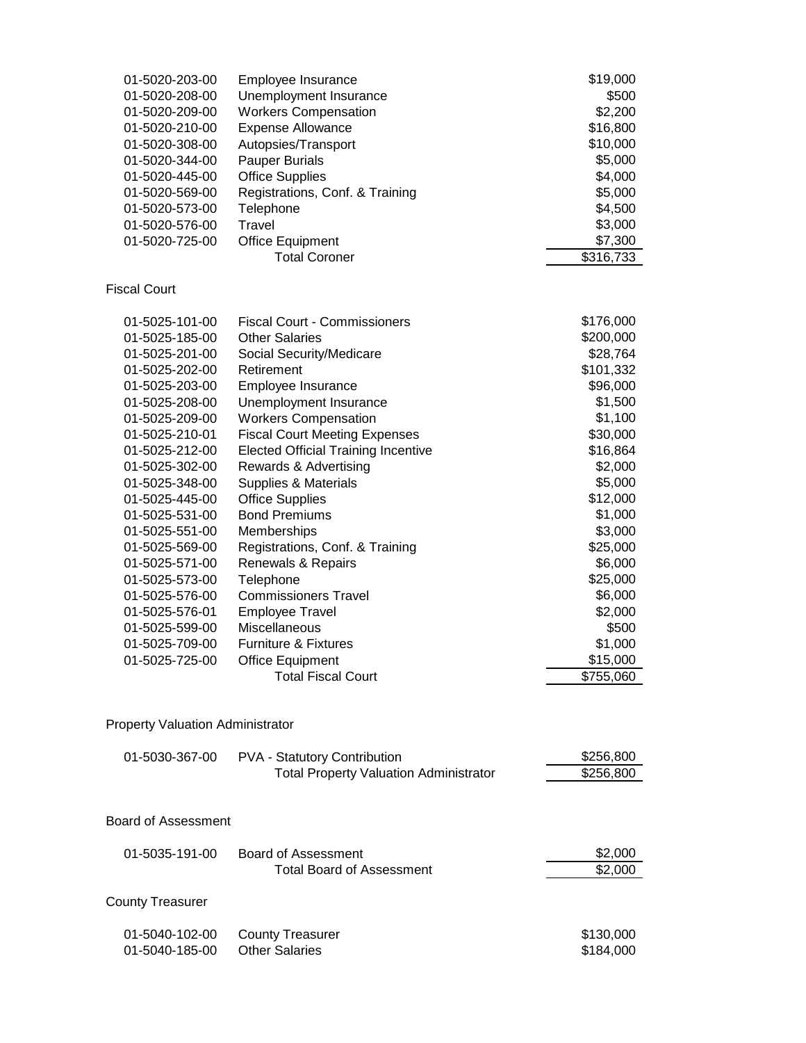| | | |
|---|---|---|
| 01-5020-203-00 | Employee Insurance | $19,000 |
| 01-5020-208-00 | Unemployment Insurance | $500 |
| 01-5020-209-00 | Workers Compensation | $2,200 |
| 01-5020-210-00 | Expense Allowance | $16,800 |
| 01-5020-308-00 | Autopsies/Transport | $10,000 |
| 01-5020-344-00 | Pauper Burials | $5,000 |
| 01-5020-445-00 | Office Supplies | $4,000 |
| 01-5020-569-00 | Registrations, Conf. & Training | $5,000 |
| 01-5020-573-00 | Telephone | $4,500 |
| 01-5020-576-00 | Travel | $3,000 |
| 01-5020-725-00 | Office Equipment | $7,300 |
| | Total Coroner | $316,733 |

Fiscal Court

| | | |
|---|---|---|
| 01-5025-101-00 | Fiscal Court - Commissioners | $176,000 |
| 01-5025-185-00 | Other Salaries | $200,000 |
| 01-5025-201-00 | Social Security/Medicare | $28,764 |
| 01-5025-202-00 | Retirement | $101,332 |
| 01-5025-203-00 | Employee Insurance | $96,000 |
| 01-5025-208-00 | Unemployment Insurance | $1,500 |
| 01-5025-209-00 | Workers Compensation | $1,100 |
| 01-5025-210-01 | Fiscal Court Meeting Expenses | $30,000 |
| 01-5025-212-00 | Elected Official Training Incentive | $16,864 |
| 01-5025-302-00 | Rewards & Advertising | $2,000 |
| 01-5025-348-00 | Supplies & Materials | $5,000 |
| 01-5025-445-00 | Office Supplies | $12,000 |
| 01-5025-531-00 | Bond Premiums | $1,000 |
| 01-5025-551-00 | Memberships | $3,000 |
| 01-5025-569-00 | Registrations, Conf. & Training | $25,000 |
| 01-5025-571-00 | Renewals & Repairs | $6,000 |
| 01-5025-573-00 | Telephone | $25,000 |
| 01-5025-576-00 | Commissioners Travel | $6,000 |
| 01-5025-576-01 | Employee Travel | $2,000 |
| 01-5025-599-00 | Miscellaneous | $500 |
| 01-5025-709-00 | Furniture & Fixtures | $1,000 |
| 01-5025-725-00 | Office Equipment | $15,000 |
| | Total Fiscal Court | $755,060 |

Property Valuation Administrator

| | | |
|---|---|---|
| 01-5030-367-00 | PVA - Statutory Contribution | $256,800 |
| | Total Property Valuation Administrator | $256,800 |

Board of Assessment

| | | |
|---|---|---|
| 01-5035-191-00 | Board of Assessment | $2,000 |
| | Total Board of Assessment | $2,000 |

County Treasurer

| | | |
|---|---|---|
| 01-5040-102-00 | County Treasurer | $130,000 |
| 01-5040-185-00 | Other Salaries | $184,000 |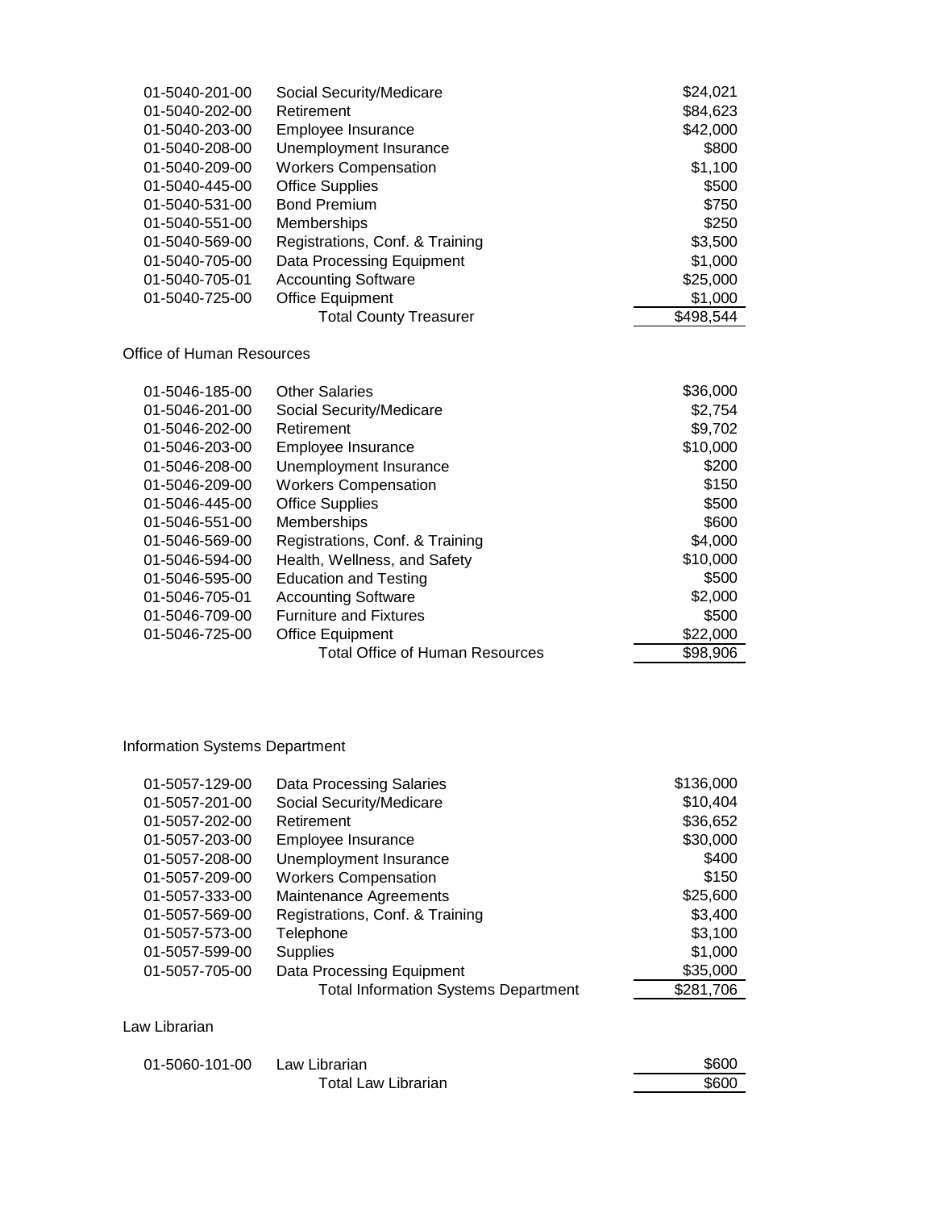| Account | Description | Amount |
|---|---|---|
| 01-5040-201-00 | Social Security/Medicare | $24,021 |
| 01-5040-202-00 | Retirement | $84,623 |
| 01-5040-203-00 | Employee Insurance | $42,000 |
| 01-5040-208-00 | Unemployment Insurance | $800 |
| 01-5040-209-00 | Workers Compensation | $1,100 |
| 01-5040-445-00 | Office Supplies | $500 |
| 01-5040-531-00 | Bond Premium | $750 |
| 01-5040-551-00 | Memberships | $250 |
| 01-5040-569-00 | Registrations, Conf. & Training | $3,500 |
| 01-5040-705-00 | Data Processing Equipment | $1,000 |
| 01-5040-705-01 | Accounting Software | $25,000 |
| 01-5040-725-00 | Office Equipment | $1,000 |
| | Total County Treasurer | $498,544 |

## Office of Human Resources

| Account | Description | Amount |
|---|---|---|
| 01-5046-185-00 | Other Salaries | $36,000 |
| 01-5046-201-00 | Social Security/Medicare | $2,754 |
| 01-5046-202-00 | Retirement | $9,702 |
| 01-5046-203-00 | Employee Insurance | $10,000 |
| 01-5046-208-00 | Unemployment Insurance | $200 |
| 01-5046-209-00 | Workers Compensation | $150 |
| 01-5046-445-00 | Office Supplies | $500 |
| 01-5046-551-00 | Memberships | $600 |
| 01-5046-569-00 | Registrations, Conf. & Training | $4,000 |
| 01-5046-594-00 | Health, Wellness, and Safety | $10,000 |
| 01-5046-595-00 | Education and Testing | $500 |
| 01-5046-705-01 | Accounting Software | $2,000 |
| 01-5046-709-00 | Furniture and Fixtures | $500 |
| 01-5046-725-00 | Office Equipment | $22,000 |
| | Total Office of Human Resources | $98,906 |

## Information Systems Department

| Account | Description | Amount |
|---|---|---|
| 01-5057-129-00 | Data Processing Salaries | $136,000 |
| 01-5057-201-00 | Social Security/Medicare | $10,404 |
| 01-5057-202-00 | Retirement | $36,652 |
| 01-5057-203-00 | Employee Insurance | $30,000 |
| 01-5057-208-00 | Unemployment Insurance | $400 |
| 01-5057-209-00 | Workers Compensation | $150 |
| 01-5057-333-00 | Maintenance Agreements | $25,600 |
| 01-5057-569-00 | Registrations, Conf. & Training | $3,400 |
| 01-5057-573-00 | Telephone | $3,100 |
| 01-5057-599-00 | Supplies | $1,000 |
| 01-5057-705-00 | Data Processing Equipment | $35,000 |
| | Total Information Systems Department | $281,706 |

## Law Librarian

| Account | Description | Amount |
|---|---|---|
| 01-5060-101-00 | Law Librarian | $600 |
| | Total Law Librarian | $600 |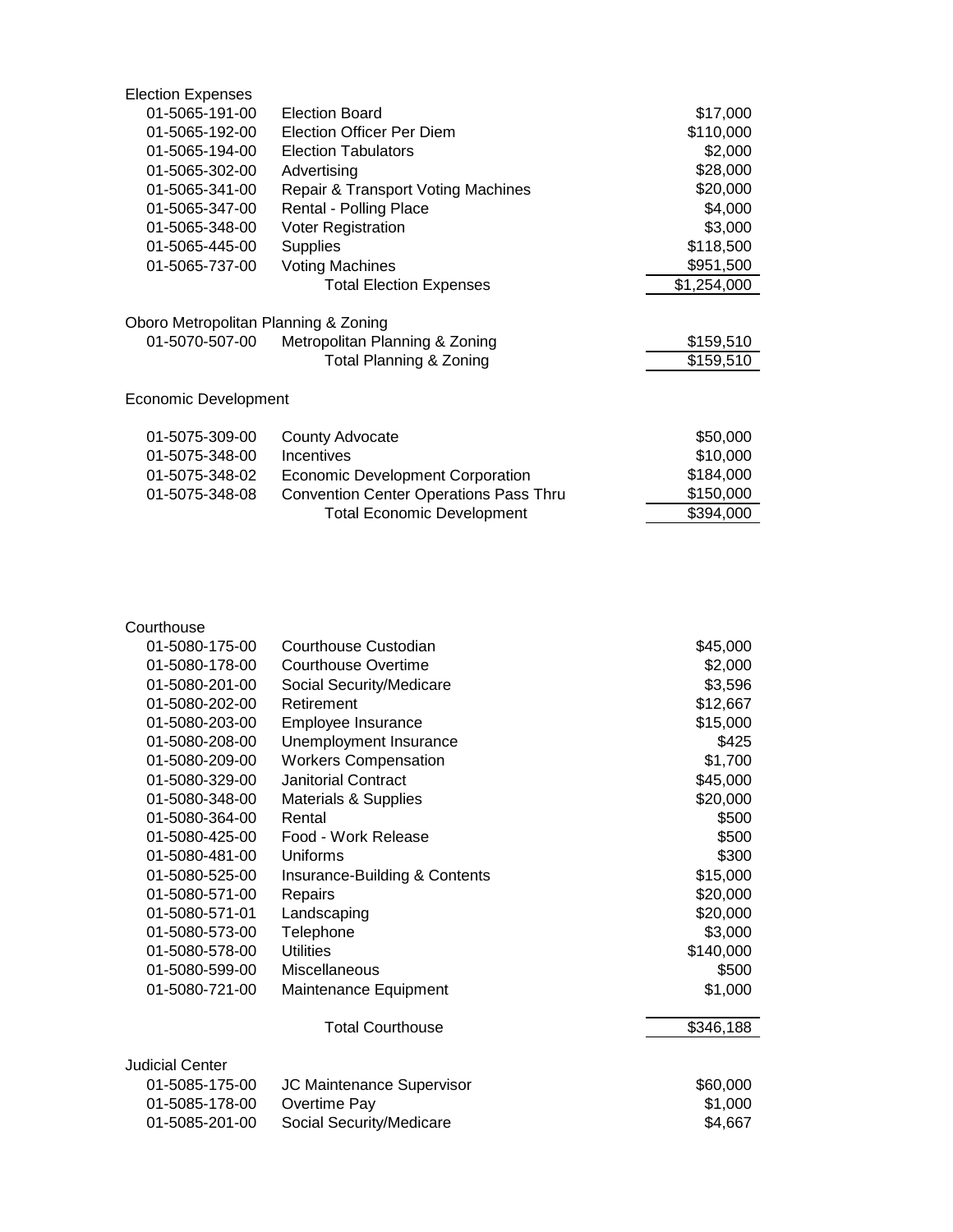### Election Expenses

| Account | Description | Amount |
|---|---|---|
| 01-5065-191-00 | Election Board | $17,000 |
| 01-5065-192-00 | Election Officer Per Diem | $110,000 |
| 01-5065-194-00 | Election Tabulators | $2,000 |
| 01-5065-302-00 | Advertising | $28,000 |
| 01-5065-341-00 | Repair & Transport Voting Machines | $20,000 |
| 01-5065-347-00 | Rental - Polling Place | $4,000 |
| 01-5065-348-00 | Voter Registration | $3,000 |
| 01-5065-445-00 | Supplies | $118,500 |
| 01-5065-737-00 | Voting Machines | $951,500 |
| | Total Election Expenses | $1,254,000 |

### Oboro Metropolitan Planning & Zoning

| Account | Description | Amount |
|---|---|---|
| 01-5070-507-00 | Metropolitan Planning & Zoning | $159,510 |
| | Total Planning & Zoning | $159,510 |

### Economic Development

| Account | Description | Amount |
|---|---|---|
| 01-5075-309-00 | County Advocate | $50,000 |
| 01-5075-348-00 | Incentives | $10,000 |
| 01-5075-348-02 | Economic Development Corporation | $184,000 |
| 01-5075-348-08 | Convention Center Operations Pass Thru | $150,000 |
| | Total Economic Development | $394,000 |

### Courthouse

| Account | Description | Amount |
|---|---|---|
| 01-5080-175-00 | Courthouse Custodian | $45,000 |
| 01-5080-178-00 | Courthouse Overtime | $2,000 |
| 01-5080-201-00 | Social Security/Medicare | $3,596 |
| 01-5080-202-00 | Retirement | $12,667 |
| 01-5080-203-00 | Employee Insurance | $15,000 |
| 01-5080-208-00 | Unemployment Insurance | $425 |
| 01-5080-209-00 | Workers Compensation | $1,700 |
| 01-5080-329-00 | Janitorial Contract | $45,000 |
| 01-5080-348-00 | Materials & Supplies | $20,000 |
| 01-5080-364-00 | Rental | $500 |
| 01-5080-425-00 | Food - Work Release | $500 |
| 01-5080-481-00 | Uniforms | $300 |
| 01-5080-525-00 | Insurance-Building & Contents | $15,000 |
| 01-5080-571-00 | Repairs | $20,000 |
| 01-5080-571-01 | Landscaping | $20,000 |
| 01-5080-573-00 | Telephone | $3,000 |
| 01-5080-578-00 | Utilities | $140,000 |
| 01-5080-599-00 | Miscellaneous | $500 |
| 01-5080-721-00 | Maintenance Equipment | $1,000 |
| | Total Courthouse | $346,188 |

### Judicial Center

| Account | Description | Amount |
|---|---|---|
| 01-5085-175-00 | JC Maintenance Supervisor | $60,000 |
| 01-5085-178-00 | Overtime Pay | $1,000 |
| 01-5085-201-00 | Social Security/Medicare | $4,667 |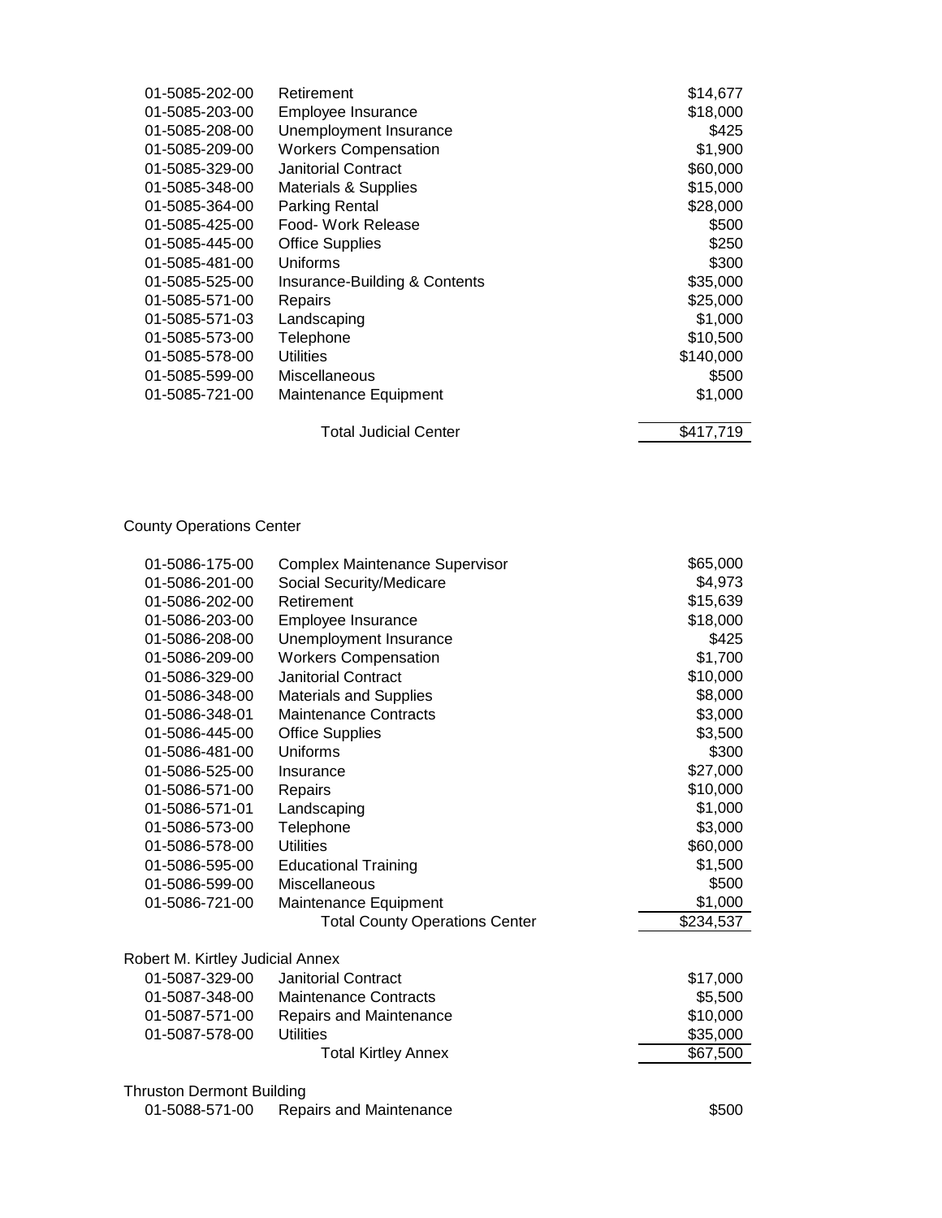| | | |
|---|---|---|
| 01-5085-202-00 | Retirement | $14,677 |
| 01-5085-203-00 | Employee Insurance | $18,000 |
| 01-5085-208-00 | Unemployment Insurance | $425 |
| 01-5085-209-00 | Workers Compensation | $1,900 |
| 01-5085-329-00 | Janitorial Contract | $60,000 |
| 01-5085-348-00 | Materials & Supplies | $15,000 |
| 01-5085-364-00 | Parking Rental | $28,000 |
| 01-5085-425-00 | Food- Work Release | $500 |
| 01-5085-445-00 | Office Supplies | $250 |
| 01-5085-481-00 | Uniforms | $300 |
| 01-5085-525-00 | Insurance-Building & Contents | $35,000 |
| 01-5085-571-00 | Repairs | $25,000 |
| 01-5085-571-03 | Landscaping | $1,000 |
| 01-5085-573-00 | Telephone | $10,500 |
| 01-5085-578-00 | Utilities | $140,000 |
| 01-5085-599-00 | Miscellaneous | $500 |
| 01-5085-721-00 | Maintenance Equipment | $1,000 |
| | Total Judicial Center | $417,719 |

County Operations Center

| | | |
|---|---|---|
| 01-5086-175-00 | Complex Maintenance Supervisor | $65,000 |
| 01-5086-201-00 | Social Security/Medicare | $4,973 |
| 01-5086-202-00 | Retirement | $15,639 |
| 01-5086-203-00 | Employee Insurance | $18,000 |
| 01-5086-208-00 | Unemployment Insurance | $425 |
| 01-5086-209-00 | Workers Compensation | $1,700 |
| 01-5086-329-00 | Janitorial Contract | $10,000 |
| 01-5086-348-00 | Materials and Supplies | $8,000 |
| 01-5086-348-01 | Maintenance Contracts | $3,000 |
| 01-5086-445-00 | Office Supplies | $3,500 |
| 01-5086-481-00 | Uniforms | $300 |
| 01-5086-525-00 | Insurance | $27,000 |
| 01-5086-571-00 | Repairs | $10,000 |
| 01-5086-571-01 | Landscaping | $1,000 |
| 01-5086-573-00 | Telephone | $3,000 |
| 01-5086-578-00 | Utilities | $60,000 |
| 01-5086-595-00 | Educational Training | $1,500 |
| 01-5086-599-00 | Miscellaneous | $500 |
| 01-5086-721-00 | Maintenance Equipment | $1,000 |
| | Total County Operations Center | $234,537 |

Robert M. Kirtley Judicial Annex

| | | |
|---|---|---|
| 01-5087-329-00 | Janitorial Contract | $17,000 |
| 01-5087-348-00 | Maintenance Contracts | $5,500 |
| 01-5087-571-00 | Repairs and Maintenance | $10,000 |
| 01-5087-578-00 | Utilities | $35,000 |
| | Total Kirtley Annex | $67,500 |

Thruston Dermont Building

| | | |
|---|---|---|
| 01-5088-571-00 | Repairs and Maintenance | $500 |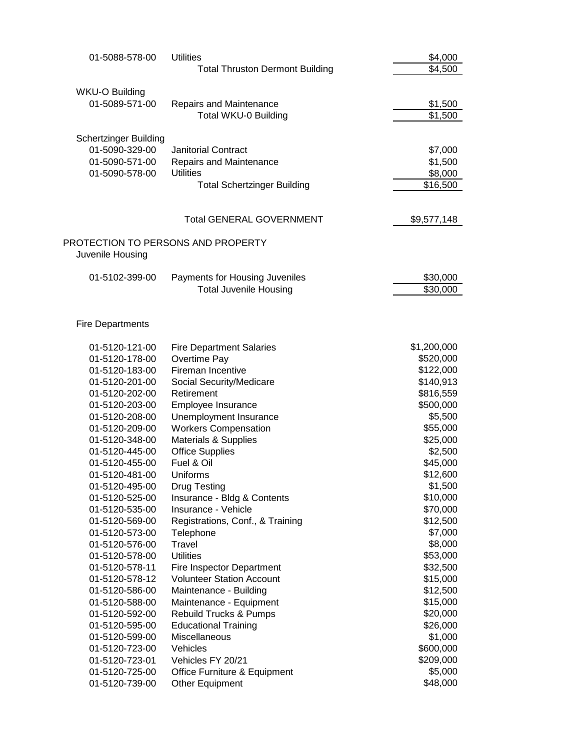| | | |
|---|---|---|
| 01-5088-578-00 | Utilities | $4,000 |
| | Total Thruston Dermont Building | $4,500 |
| | | |
| WKU-O Building | | |
| 01-5089-571-00 | Repairs and Maintenance | $1,500 |
| | Total WKU-0 Building | $1,500 |
| | | |
| Schertzinger Building | | |
| 01-5090-329-00 | Janitorial Contract | $7,000 |
| 01-5090-571-00 | Repairs and Maintenance | $1,500 |
| 01-5090-578-00 | Utilities | $8,000 |
| | Total Schertzinger Building | $16,500 |
| | | |
| | Total GENERAL GOVERNMENT | $9,577,148 |

PROTECTION TO PERSONS AND PROPERTY

| | | |
|---|---|---|
| Juvenile Housing | | |
| 01-5102-399-00 | Payments for Housing Juveniles | $30,000 |
| | Total Juvenile Housing | $30,000 |
| | | |
| Fire Departments | | |
| 01-5120-121-00 | Fire Department Salaries | $1,200,000 |
| 01-5120-178-00 | Overtime Pay | $520,000 |
| 01-5120-183-00 | Fireman Incentive | $122,000 |
| 01-5120-201-00 | Social Security/Medicare | $140,913 |
| 01-5120-202-00 | Retirement | $816,559 |
| 01-5120-203-00 | Employee Insurance | $500,000 |
| 01-5120-208-00 | Unemployment Insurance | $5,500 |
| 01-5120-209-00 | Workers Compensation | $55,000 |
| 01-5120-348-00 | Materials & Supplies | $25,000 |
| 01-5120-445-00 | Office Supplies | $2,500 |
| 01-5120-455-00 | Fuel & Oil | $45,000 |
| 01-5120-481-00 | Uniforms | $12,600 |
| 01-5120-495-00 | Drug Testing | $1,500 |
| 01-5120-525-00 | Insurance - Bldg & Contents | $10,000 |
| 01-5120-535-00 | Insurance - Vehicle | $70,000 |
| 01-5120-569-00 | Registrations, Conf., & Training | $12,500 |
| 01-5120-573-00 | Telephone | $7,000 |
| 01-5120-576-00 | Travel | $8,000 |
| 01-5120-578-00 | Utilities | $53,000 |
| 01-5120-578-11 | Fire Inspector Department | $32,500 |
| 01-5120-578-12 | Volunteer Station Account | $15,000 |
| 01-5120-586-00 | Maintenance - Building | $12,500 |
| 01-5120-588-00 | Maintenance - Equipment | $15,000 |
| 01-5120-592-00 | Rebuild Trucks & Pumps | $20,000 |
| 01-5120-595-00 | Educational Training | $26,000 |
| 01-5120-599-00 | Miscellaneous | $1,000 |
| 01-5120-723-00 | Vehicles | $600,000 |
| 01-5120-723-01 | Vehicles FY 20/21 | $209,000 |
| 01-5120-725-00 | Office Furniture & Equipment | $5,000 |
| 01-5120-739-00 | Other Equipment | $48,000 |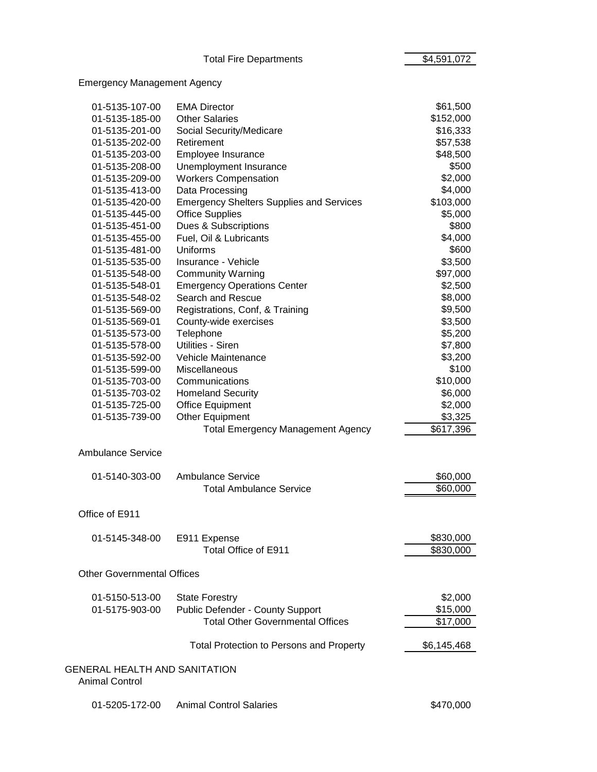| | Total Fire Departments | $4,591,072 |
|---|---|---|

Emergency Management Agency

| Account | Description | Amount |
|---|---|---|
| 01-5135-107-00 | EMA Director | $61,500 |
| 01-5135-185-00 | Other Salaries | $152,000 |
| 01-5135-201-00 | Social Security/Medicare | $16,333 |
| 01-5135-202-00 | Retirement | $57,538 |
| 01-5135-203-00 | Employee Insurance | $48,500 |
| 01-5135-208-00 | Unemployment Insurance | $500 |
| 01-5135-209-00 | Workers Compensation | $2,000 |
| 01-5135-413-00 | Data Processing | $4,000 |
| 01-5135-420-00 | Emergency Shelters Supplies and Services | $103,000 |
| 01-5135-445-00 | Office Supplies | $5,000 |
| 01-5135-451-00 | Dues & Subscriptions | $800 |
| 01-5135-455-00 | Fuel, Oil & Lubricants | $4,000 |
| 01-5135-481-00 | Uniforms | $600 |
| 01-5135-535-00 | Insurance - Vehicle | $3,500 |
| 01-5135-548-00 | Community Warning | $97,000 |
| 01-5135-548-01 | Emergency Operations Center | $2,500 |
| 01-5135-548-02 | Search and Rescue | $8,000 |
| 01-5135-569-00 | Registrations, Conf, & Training | $9,500 |
| 01-5135-569-01 | County-wide exercises | $3,500 |
| 01-5135-573-00 | Telephone | $5,200 |
| 01-5135-578-00 | Utilities - Siren | $7,800 |
| 01-5135-592-00 | Vehicle Maintenance | $3,200 |
| 01-5135-599-00 | Miscellaneous | $100 |
| 01-5135-703-00 | Communications | $10,000 |
| 01-5135-703-02 | Homeland Security | $6,000 |
| 01-5135-725-00 | Office Equipment | $2,000 |
| 01-5135-739-00 | Other Equipment | $3,325 |
| | Total Emergency Management Agency | $617,396 |

Ambulance Service

| Account | Description | Amount |
|---|---|---|
| 01-5140-303-00 | Ambulance Service | $60,000 |
| | Total Ambulance Service | $60,000 |

Office of E911

| Account | Description | Amount |
|---|---|---|
| 01-5145-348-00 | E911 Expense | $830,000 |
| | Total Office of E911 | $830,000 |

Other Governmental Offices

| Account | Description | Amount |
|---|---|---|
| 01-5150-513-00 | State Forestry | $2,000 |
| 01-5175-903-00 | Public Defender - County Support | $15,000 |
| | Total Other Governmental Offices | $17,000 |
| | Total Protection to Persons and Property | $6,145,468 |

GENERAL HEALTH AND SANITATION

Animal Control

| Account | Description | Amount |
|---|---|---|
| 01-5205-172-00 | Animal Control Salaries | $470,000 |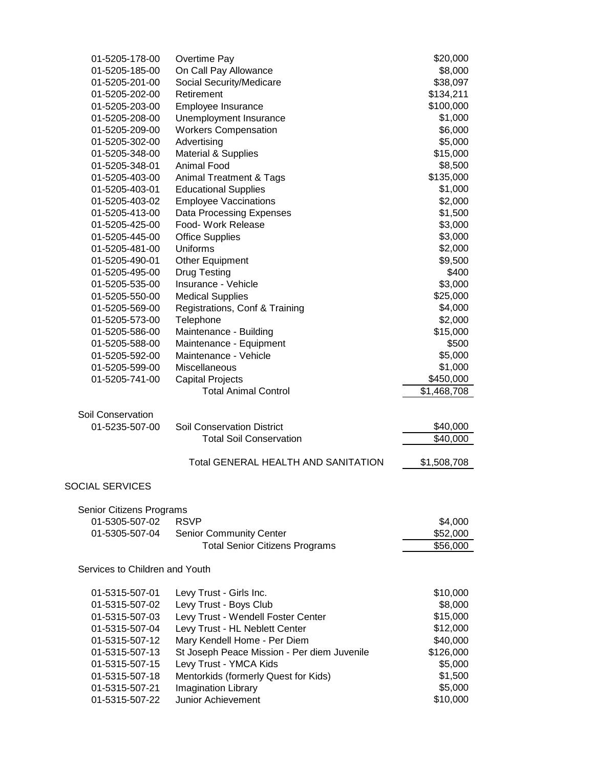| Account | Description | Amount |
|---|---|---|
| 01-5205-178-00 | Overtime Pay | $20,000 |
| 01-5205-185-00 | On Call Pay Allowance | $8,000 |
| 01-5205-201-00 | Social Security/Medicare | $38,097 |
| 01-5205-202-00 | Retirement | $134,211 |
| 01-5205-203-00 | Employee Insurance | $100,000 |
| 01-5205-208-00 | Unemployment Insurance | $1,000 |
| 01-5205-209-00 | Workers Compensation | $6,000 |
| 01-5205-302-00 | Advertising | $5,000 |
| 01-5205-348-00 | Material & Supplies | $15,000 |
| 01-5205-348-01 | Animal Food | $8,500 |
| 01-5205-403-00 | Animal Treatment & Tags | $135,000 |
| 01-5205-403-01 | Educational Supplies | $1,000 |
| 01-5205-403-02 | Employee Vaccinations | $2,000 |
| 01-5205-413-00 | Data Processing Expenses | $1,500 |
| 01-5205-425-00 | Food- Work Release | $3,000 |
| 01-5205-445-00 | Office Supplies | $3,000 |
| 01-5205-481-00 | Uniforms | $2,000 |
| 01-5205-490-01 | Other Equipment | $9,500 |
| 01-5205-495-00 | Drug Testing | $400 |
| 01-5205-535-00 | Insurance - Vehicle | $3,000 |
| 01-5205-550-00 | Medical Supplies | $25,000 |
| 01-5205-569-00 | Registrations, Conf & Training | $4,000 |
| 01-5205-573-00 | Telephone | $2,000 |
| 01-5205-586-00 | Maintenance - Building | $15,000 |
| 01-5205-588-00 | Maintenance - Equipment | $500 |
| 01-5205-592-00 | Maintenance - Vehicle | $5,000 |
| 01-5205-599-00 | Miscellaneous | $1,000 |
| 01-5205-741-00 | Capital Projects | $450,000 |
| | Total Animal Control | $1,468,708 |

Soil Conservation

| Account | Description | Amount |
|---|---|---|
| 01-5235-507-00 | Soil Conservation District | $40,000 |
| | Total Soil Conservation | $40,000 |
| | Total GENERAL HEALTH AND SANITATION | $1,508,708 |

## SOCIAL SERVICES

Senior Citizens Programs

| Account | Description | Amount |
|---|---|---|
| 01-5305-507-02 | RSVP | $4,000 |
| 01-5305-507-04 | Senior Community Center | $52,000 |
| | Total Senior Citizens Programs | $56,000 |

Services to Children and Youth

| Account | Description | Amount |
|---|---|---|
| 01-5315-507-01 | Levy Trust - Girls Inc. | $10,000 |
| 01-5315-507-02 | Levy Trust - Boys Club | $8,000 |
| 01-5315-507-03 | Levy Trust - Wendell Foster Center | $15,000 |
| 01-5315-507-04 | Levy Trust - HL Neblett Center | $12,000 |
| 01-5315-507-12 | Mary Kendell Home - Per Diem | $40,000 |
| 01-5315-507-13 | St Joseph Peace Mission - Per diem Juvenile | $126,000 |
| 01-5315-507-15 | Levy Trust - YMCA Kids | $5,000 |
| 01-5315-507-18 | Mentorkids (formerly Quest for Kids) | $1,500 |
| 01-5315-507-21 | Imagination Library | $5,000 |
| 01-5315-507-22 | Junior Achievement | $10,000 |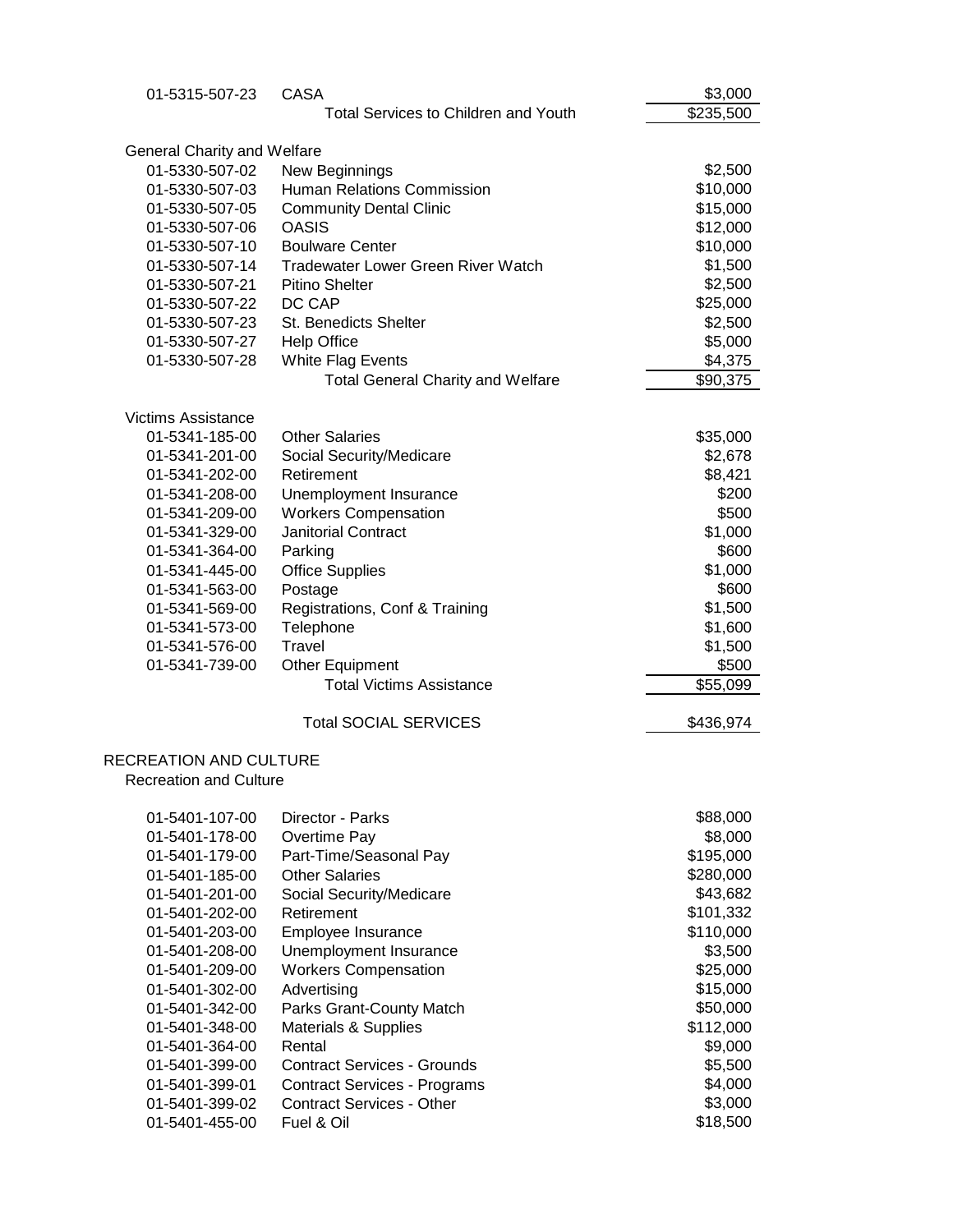| Account | Description | Amount |
|---|---|---|
| 01-5315-507-23 | CASA | $3,000 |
| | Total Services to Children and Youth | $235,500 |

**General Charity and Welfare**

| Account | Description | Amount |
|---|---|---|
| 01-5330-507-02 | New Beginnings | $2,500 |
| 01-5330-507-03 | Human Relations Commission | $10,000 |
| 01-5330-507-05 | Community Dental Clinic | $15,000 |
| 01-5330-507-06 | OASIS | $12,000 |
| 01-5330-507-10 | Boulware Center | $10,000 |
| 01-5330-507-14 | Tradewater Lower Green River Watch | $1,500 |
| 01-5330-507-21 | Pitino Shelter | $2,500 |
| 01-5330-507-22 | DC CAP | $25,000 |
| 01-5330-507-23 | St. Benedicts Shelter | $2,500 |
| 01-5330-507-27 | Help Office | $5,000 |
| 01-5330-507-28 | White Flag Events | $4,375 |
| | Total General Charity and Welfare | $90,375 |

**Victims Assistance**

| Account | Description | Amount |
|---|---|---|
| 01-5341-185-00 | Other Salaries | $35,000 |
| 01-5341-201-00 | Social Security/Medicare | $2,678 |
| 01-5341-202-00 | Retirement | $8,421 |
| 01-5341-208-00 | Unemployment Insurance | $200 |
| 01-5341-209-00 | Workers Compensation | $500 |
| 01-5341-329-00 | Janitorial Contract | $1,000 |
| 01-5341-364-00 | Parking | $600 |
| 01-5341-445-00 | Office Supplies | $1,000 |
| 01-5341-563-00 | Postage | $600 |
| 01-5341-569-00 | Registrations, Conf & Training | $1,500 |
| 01-5341-573-00 | Telephone | $1,600 |
| 01-5341-576-00 | Travel | $1,500 |
| 01-5341-739-00 | Other Equipment | $500 |
| | Total Victims Assistance | $55,099 |
| | Total SOCIAL SERVICES | $436,974 |

## RECREATION AND CULTURE

**Recreation and Culture**

| Account | Description | Amount |
|---|---|---|
| 01-5401-107-00 | Director - Parks | $88,000 |
| 01-5401-178-00 | Overtime Pay | $8,000 |
| 01-5401-179-00 | Part-Time/Seasonal Pay | $195,000 |
| 01-5401-185-00 | Other Salaries | $280,000 |
| 01-5401-201-00 | Social Security/Medicare | $43,682 |
| 01-5401-202-00 | Retirement | $101,332 |
| 01-5401-203-00 | Employee Insurance | $110,000 |
| 01-5401-208-00 | Unemployment Insurance | $3,500 |
| 01-5401-209-00 | Workers Compensation | $25,000 |
| 01-5401-302-00 | Advertising | $15,000 |
| 01-5401-342-00 | Parks Grant-County Match | $50,000 |
| 01-5401-348-00 | Materials & Supplies | $112,000 |
| 01-5401-364-00 | Rental | $9,000 |
| 01-5401-399-00 | Contract Services - Grounds | $5,500 |
| 01-5401-399-01 | Contract Services - Programs | $4,000 |
| 01-5401-399-02 | Contract Services - Other | $3,000 |
| 01-5401-455-00 | Fuel & Oil | $18,500 |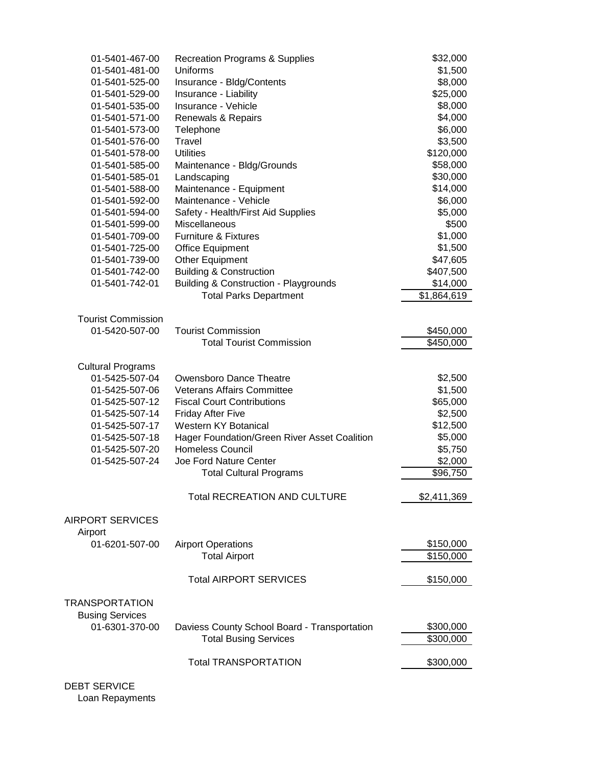| Account | Description | Amount |
|---|---|---|
| 01-5401-467-00 | Recreation Programs & Supplies | $32,000 |
| 01-5401-481-00 | Uniforms | $1,500 |
| 01-5401-525-00 | Insurance - Bldg/Contents | $8,000 |
| 01-5401-529-00 | Insurance - Liability | $25,000 |
| 01-5401-535-00 | Insurance - Vehicle | $8,000 |
| 01-5401-571-00 | Renewals & Repairs | $4,000 |
| 01-5401-573-00 | Telephone | $6,000 |
| 01-5401-576-00 | Travel | $3,500 |
| 01-5401-578-00 | Utilities | $120,000 |
| 01-5401-585-00 | Maintenance - Bldg/Grounds | $58,000 |
| 01-5401-585-01 | Landscaping | $30,000 |
| 01-5401-588-00 | Maintenance - Equipment | $14,000 |
| 01-5401-592-00 | Maintenance - Vehicle | $6,000 |
| 01-5401-594-00 | Safety - Health/First Aid Supplies | $5,000 |
| 01-5401-599-00 | Miscellaneous | $500 |
| 01-5401-709-00 | Furniture & Fixtures | $1,000 |
| 01-5401-725-00 | Office Equipment | $1,500 |
| 01-5401-739-00 | Other Equipment | $47,605 |
| 01-5401-742-00 | Building & Construction | $407,500 |
| 01-5401-742-01 | Building & Construction - Playgrounds | $14,000 |
| | Total Parks Department | $1,864,619 |
| Tourist Commission | | |
| 01-5420-507-00 | Tourist Commission | $450,000 |
| | Total Tourist Commission | $450,000 |
| Cultural Programs | | |
| 01-5425-507-04 | Owensboro Dance Theatre | $2,500 |
| 01-5425-507-06 | Veterans Affairs Committee | $1,500 |
| 01-5425-507-12 | Fiscal Court Contributions | $65,000 |
| 01-5425-507-14 | Friday After Five | $2,500 |
| 01-5425-507-17 | Western KY Botanical | $12,500 |
| 01-5425-507-18 | Hager Foundation/Green River Asset Coalition | $5,000 |
| 01-5425-507-20 | Homeless Council | $5,750 |
| 01-5425-507-24 | Joe Ford Nature Center | $2,000 |
| | Total Cultural Programs | $96,750 |
| | Total RECREATION AND CULTURE | $2,411,369 |
| AIRPORT SERVICES | | |
| Airport | | |
| 01-6201-507-00 | Airport Operations | $150,000 |
| | Total Airport | $150,000 |
| | Total AIRPORT SERVICES | $150,000 |
| TRANSPORTATION | | |
| Busing Services | | |
| 01-6301-370-00 | Daviess County School Board - Transportation | $300,000 |
| | Total Busing Services | $300,000 |
| | Total TRANSPORTATION | $300,000 |
| DEBT SERVICE | | |
| Loan Repayments | | |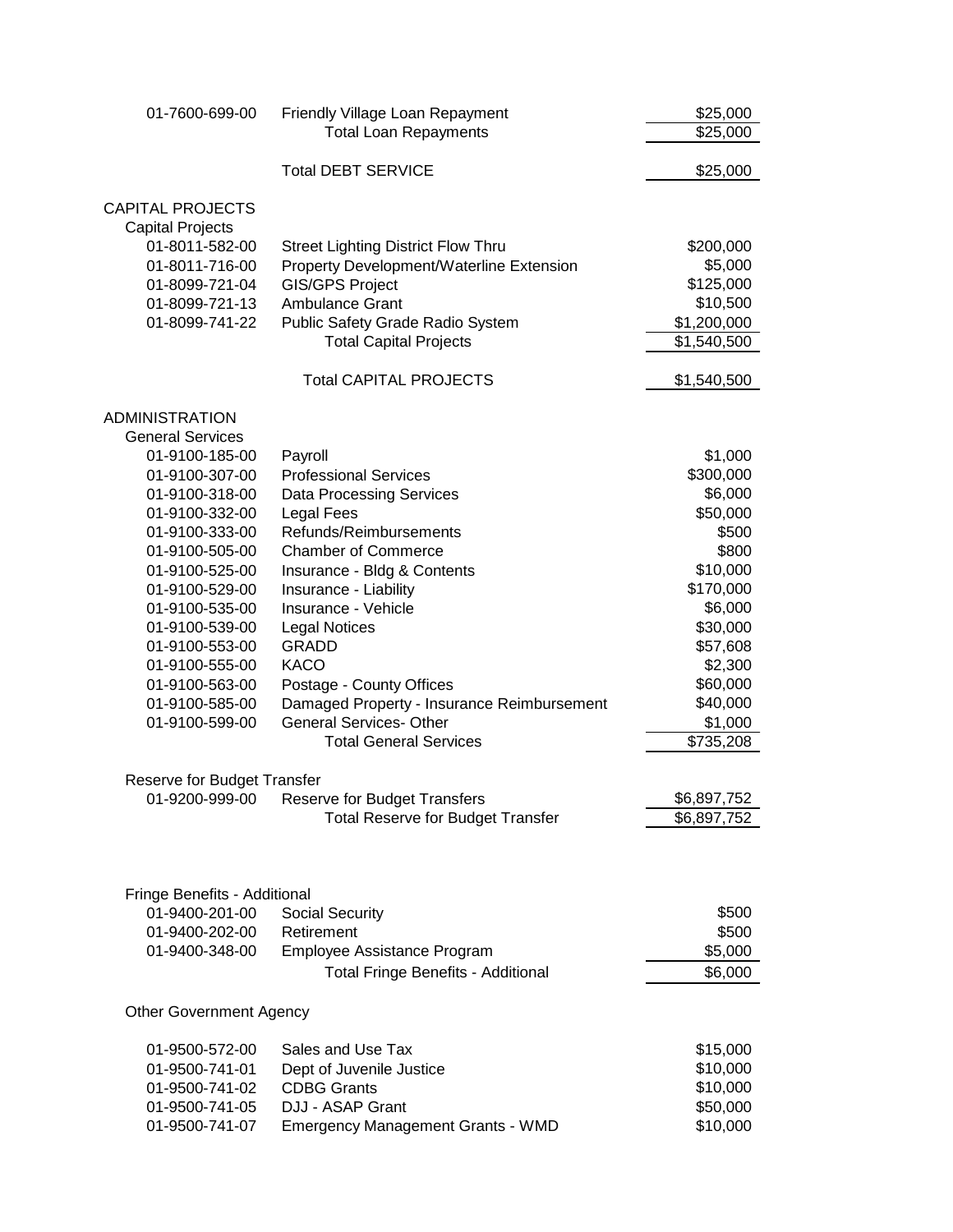| Account | Description | Amount |
|---|---|---|
| 01-7600-699-00 | Friendly Village Loan Repayment | $25,000 |
| | Total Loan Repayments | $25,000 |
| | Total DEBT SERVICE | $25,000 |

## CAPITAL PROJECTS

### Capital Projects

| Account | Description | Amount |
|---|---|---|
| 01-8011-582-00 | Street Lighting District Flow Thru | $200,000 |
| 01-8011-716-00 | Property Development/Waterline Extension | $5,000 |
| 01-8099-721-04 | GIS/GPS Project | $125,000 |
| 01-8099-721-13 | Ambulance Grant | $10,500 |
| 01-8099-741-22 | Public Safety Grade Radio System | $1,200,000 |
| | Total Capital Projects | $1,540,500 |
| | Total CAPITAL PROJECTS | $1,540,500 |

## ADMINISTRATION

### General Services

| Account | Description | Amount |
|---|---|---|
| 01-9100-185-00 | Payroll | $1,000 |
| 01-9100-307-00 | Professional Services | $300,000 |
| 01-9100-318-00 | Data Processing Services | $6,000 |
| 01-9100-332-00 | Legal Fees | $50,000 |
| 01-9100-333-00 | Refunds/Reimbursements | $500 |
| 01-9100-505-00 | Chamber of Commerce | $800 |
| 01-9100-525-00 | Insurance - Bldg & Contents | $10,000 |
| 01-9100-529-00 | Insurance - Liability | $170,000 |
| 01-9100-535-00 | Insurance - Vehicle | $6,000 |
| 01-9100-539-00 | Legal Notices | $30,000 |
| 01-9100-553-00 | GRADD | $57,608 |
| 01-9100-555-00 | KACO | $2,300 |
| 01-9100-563-00 | Postage - County Offices | $60,000 |
| 01-9100-585-00 | Damaged Property - Insurance Reimbursement | $40,000 |
| 01-9100-599-00 | General Services- Other | $1,000 |
| | Total General Services | $735,208 |

### Reserve for Budget Transfer

| Account | Description | Amount |
|---|---|---|
| 01-9200-999-00 | Reserve for Budget Transfers | $6,897,752 |
| | Total Reserve for Budget Transfer | $6,897,752 |

### Fringe Benefits - Additional

| Account | Description | Amount |
|---|---|---|
| 01-9400-201-00 | Social Security | $500 |
| 01-9400-202-00 | Retirement | $500 |
| 01-9400-348-00 | Employee Assistance Program | $5,000 |
| | Total Fringe Benefits - Additional | $6,000 |

### Other Government Agency

| Account | Description | Amount |
|---|---|---|
| 01-9500-572-00 | Sales and Use Tax | $15,000 |
| 01-9500-741-01 | Dept of Juvenile Justice | $10,000 |
| 01-9500-741-02 | CDBG Grants | $10,000 |
| 01-9500-741-05 | DJJ - ASAP Grant | $50,000 |
| 01-9500-741-07 | Emergency Management Grants - WMD | $10,000 |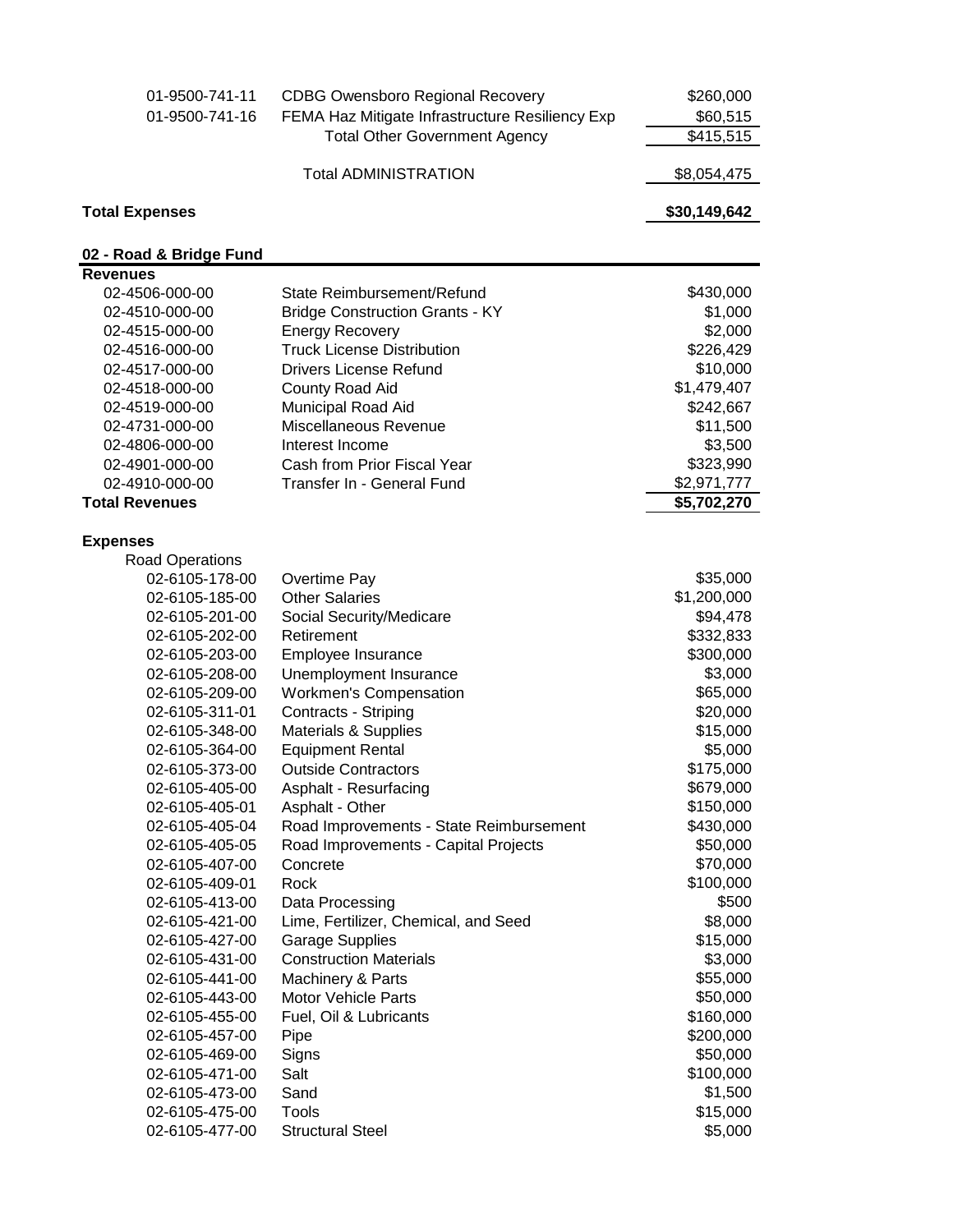| | | |
|---|---|---|
| 01-9500-741-11 | CDBG Owensboro Regional Recovery | $260,000 |
| 01-9500-741-16 | FEMA Haz Mitigate Infrastructure Resiliency Exp | $60,515 |
| | Total Other Government Agency | $415,515 |
| | Total ADMINISTRATION | $8,054,475 |
| **Total Expenses** | | **$30,149,642** |

**02 - Road & Bridge Fund**

| **Revenues** | | |
|---|---|---|
| 02-4506-000-00 | State Reimbursement/Refund | $430,000 |
| 02-4510-000-00 | Bridge Construction Grants - KY | $1,000 |
| 02-4515-000-00 | Energy Recovery | $2,000 |
| 02-4516-000-00 | Truck License Distribution | $226,429 |
| 02-4517-000-00 | Drivers License Refund | $10,000 |
| 02-4518-000-00 | County Road Aid | $1,479,407 |
| 02-4519-000-00 | Municipal Road Aid | $242,667 |
| 02-4731-000-00 | Miscellaneous Revenue | $11,500 |
| 02-4806-000-00 | Interest Income | $3,500 |
| 02-4901-000-00 | Cash from Prior Fiscal Year | $323,990 |
| 02-4910-000-00 | Transfer In - General Fund | $2,971,777 |
| **Total Revenues** | | **$5,702,270** |

**Expenses**

| Road Operations | | |
|---|---|---|
| 02-6105-178-00 | Overtime Pay | $35,000 |
| 02-6105-185-00 | Other Salaries | $1,200,000 |
| 02-6105-201-00 | Social Security/Medicare | $94,478 |
| 02-6105-202-00 | Retirement | $332,833 |
| 02-6105-203-00 | Employee Insurance | $300,000 |
| 02-6105-208-00 | Unemployment Insurance | $3,000 |
| 02-6105-209-00 | Workmen's Compensation | $65,000 |
| 02-6105-311-01 | Contracts - Striping | $20,000 |
| 02-6105-348-00 | Materials & Supplies | $15,000 |
| 02-6105-364-00 | Equipment Rental | $5,000 |
| 02-6105-373-00 | Outside Contractors | $175,000 |
| 02-6105-405-00 | Asphalt - Resurfacing | $679,000 |
| 02-6105-405-01 | Asphalt - Other | $150,000 |
| 02-6105-405-04 | Road Improvements - State Reimbursement | $430,000 |
| 02-6105-405-05 | Road Improvements - Capital Projects | $50,000 |
| 02-6105-407-00 | Concrete | $70,000 |
| 02-6105-409-01 | Rock | $100,000 |
| 02-6105-413-00 | Data Processing | $500 |
| 02-6105-421-00 | Lime, Fertilizer, Chemical, and Seed | $8,000 |
| 02-6105-427-00 | Garage Supplies | $15,000 |
| 02-6105-431-00 | Construction Materials | $3,000 |
| 02-6105-441-00 | Machinery & Parts | $55,000 |
| 02-6105-443-00 | Motor Vehicle Parts | $50,000 |
| 02-6105-455-00 | Fuel, Oil & Lubricants | $160,000 |
| 02-6105-457-00 | Pipe | $200,000 |
| 02-6105-469-00 | Signs | $50,000 |
| 02-6105-471-00 | Salt | $100,000 |
| 02-6105-473-00 | Sand | $1,500 |
| 02-6105-475-00 | Tools | $15,000 |
| 02-6105-477-00 | Structural Steel | $5,000 |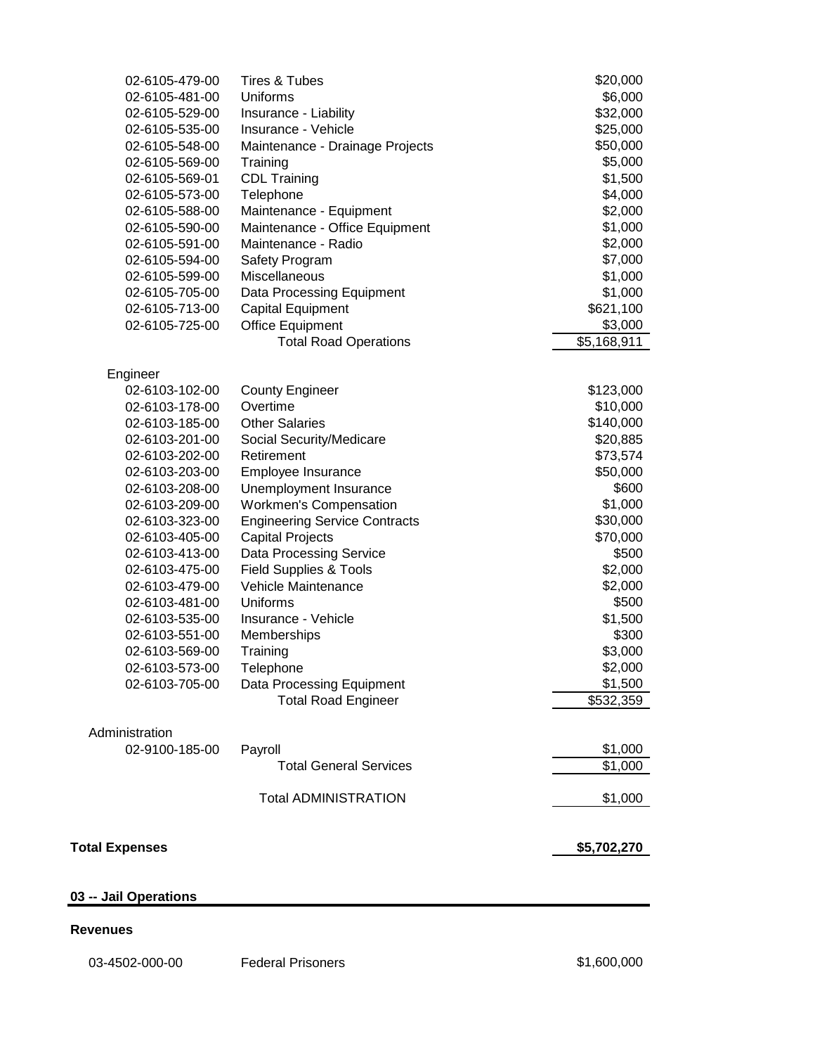| | | |
|---|---|---|
| 02-6105-479-00 | Tires & Tubes | $20,000 |
| 02-6105-481-00 | Uniforms | $6,000 |
| 02-6105-529-00 | Insurance - Liability | $32,000 |
| 02-6105-535-00 | Insurance - Vehicle | $25,000 |
| 02-6105-548-00 | Maintenance - Drainage Projects | $50,000 |
| 02-6105-569-00 | Training | $5,000 |
| 02-6105-569-01 | CDL Training | $1,500 |
| 02-6105-573-00 | Telephone | $4,000 |
| 02-6105-588-00 | Maintenance - Equipment | $2,000 |
| 02-6105-590-00 | Maintenance - Office Equipment | $1,000 |
| 02-6105-591-00 | Maintenance - Radio | $2,000 |
| 02-6105-594-00 | Safety Program | $7,000 |
| 02-6105-599-00 | Miscellaneous | $1,000 |
| 02-6105-705-00 | Data Processing Equipment | $1,000 |
| 02-6105-713-00 | Capital Equipment | $621,100 |
| 02-6105-725-00 | Office Equipment | $3,000 |
| | Total Road Operations | $5,168,911 |

Engineer

| | | |
|---|---|---|
| 02-6103-102-00 | County Engineer | $123,000 |
| 02-6103-178-00 | Overtime | $10,000 |
| 02-6103-185-00 | Other Salaries | $140,000 |
| 02-6103-201-00 | Social Security/Medicare | $20,885 |
| 02-6103-202-00 | Retirement | $73,574 |
| 02-6103-203-00 | Employee Insurance | $50,000 |
| 02-6103-208-00 | Unemployment Insurance | $600 |
| 02-6103-209-00 | Workmen's Compensation | $1,000 |
| 02-6103-323-00 | Engineering Service Contracts | $30,000 |
| 02-6103-405-00 | Capital Projects | $70,000 |
| 02-6103-413-00 | Data Processing Service | $500 |
| 02-6103-475-00 | Field Supplies & Tools | $2,000 |
| 02-6103-479-00 | Vehicle Maintenance | $2,000 |
| 02-6103-481-00 | Uniforms | $500 |
| 02-6103-535-00 | Insurance - Vehicle | $1,500 |
| 02-6103-551-00 | Memberships | $300 |
| 02-6103-569-00 | Training | $3,000 |
| 02-6103-573-00 | Telephone | $2,000 |
| 02-6103-705-00 | Data Processing Equipment | $1,500 |
| | Total Road Engineer | $532,359 |

Administration

| | | |
|---|---|---|
| 02-9100-185-00 | Payroll | $1,000 |
| | Total General Services | $1,000 |
| | Total ADMINISTRATION | $1,000 |

**Total Expenses** **$5,702,270**

## 03 -- Jail Operations

**Revenues**

| | | |
|---|---|---|
| 03-4502-000-00 | Federal Prisoners | $1,600,000 |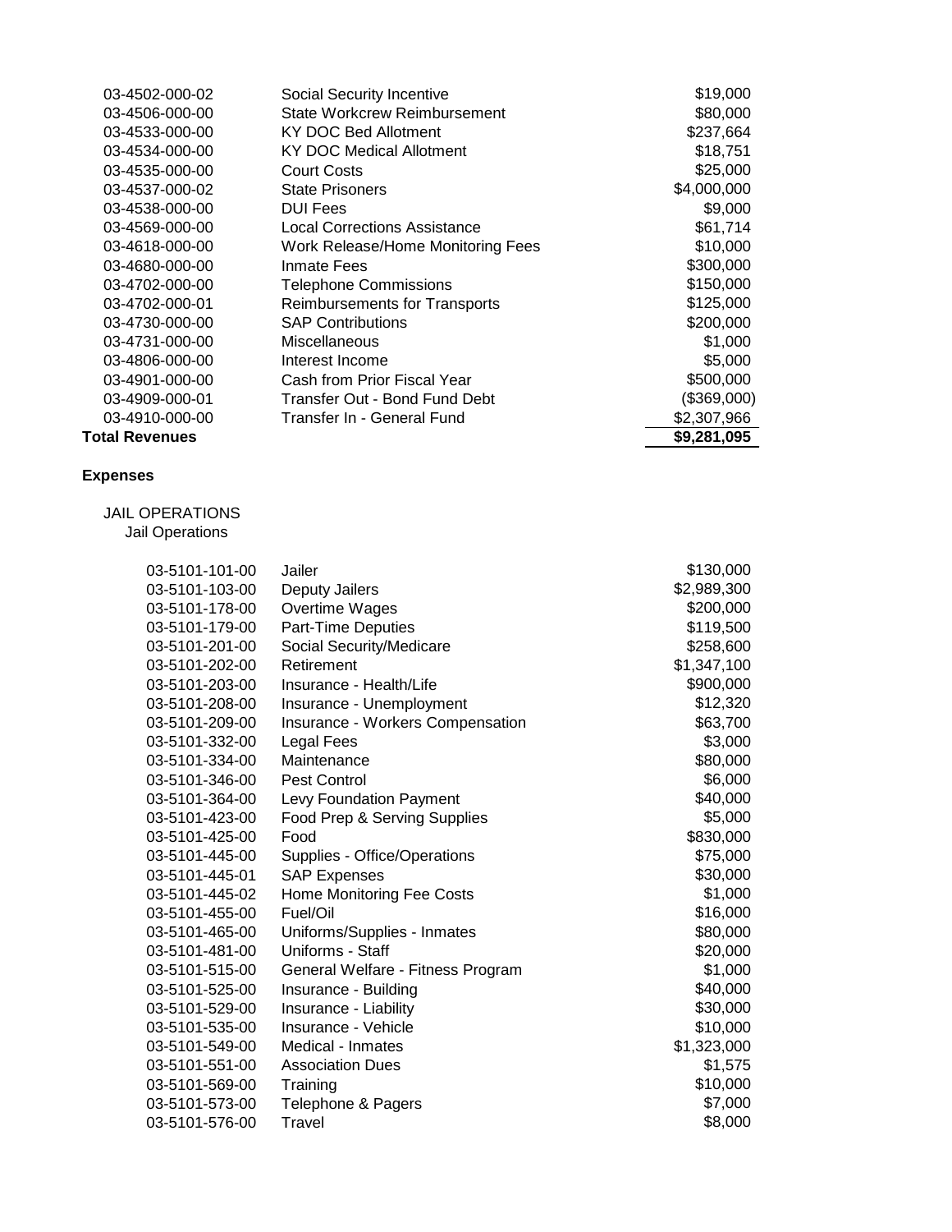| | | |
|---|---|---|
| 03-4502-000-02 | Social Security Incentive | $19,000 |
| 03-4506-000-00 | State Workcrew Reimbursement | $80,000 |
| 03-4533-000-00 | KY DOC Bed Allotment | $237,664 |
| 03-4534-000-00 | KY DOC Medical Allotment | $18,751 |
| 03-4535-000-00 | Court Costs | $25,000 |
| 03-4537-000-02 | State Prisoners | $4,000,000 |
| 03-4538-000-00 | DUI Fees | $9,000 |
| 03-4569-000-00 | Local Corrections Assistance | $61,714 |
| 03-4618-000-00 | Work Release/Home Monitoring Fees | $10,000 |
| 03-4680-000-00 | Inmate Fees | $300,000 |
| 03-4702-000-00 | Telephone Commissions | $150,000 |
| 03-4702-000-01 | Reimbursements for Transports | $125,000 |
| 03-4730-000-00 | SAP Contributions | $200,000 |
| 03-4731-000-00 | Miscellaneous | $1,000 |
| 03-4806-000-00 | Interest Income | $5,000 |
| 03-4901-000-00 | Cash from Prior Fiscal Year | $500,000 |
| 03-4909-000-01 | Transfer Out - Bond Fund Debt | ($369,000) |
| 03-4910-000-00 | Transfer In - General Fund | $2,307,966 |
| **Total Revenues** | | **$9,281,095** |

**Expenses**

JAIL OPERATIONS

Jail Operations

| | | |
|---|---|---|
| 03-5101-101-00 | Jailer | $130,000 |
| 03-5101-103-00 | Deputy Jailers | $2,989,300 |
| 03-5101-178-00 | Overtime Wages | $200,000 |
| 03-5101-179-00 | Part-Time Deputies | $119,500 |
| 03-5101-201-00 | Social Security/Medicare | $258,600 |
| 03-5101-202-00 | Retirement | $1,347,100 |
| 03-5101-203-00 | Insurance - Health/Life | $900,000 |
| 03-5101-208-00 | Insurance - Unemployment | $12,320 |
| 03-5101-209-00 | Insurance - Workers Compensation | $63,700 |
| 03-5101-332-00 | Legal Fees | $3,000 |
| 03-5101-334-00 | Maintenance | $80,000 |
| 03-5101-346-00 | Pest Control | $6,000 |
| 03-5101-364-00 | Levy Foundation Payment | $40,000 |
| 03-5101-423-00 | Food Prep & Serving Supplies | $5,000 |
| 03-5101-425-00 | Food | $830,000 |
| 03-5101-445-00 | Supplies - Office/Operations | $75,000 |
| 03-5101-445-01 | SAP Expenses | $30,000 |
| 03-5101-445-02 | Home Monitoring Fee Costs | $1,000 |
| 03-5101-455-00 | Fuel/Oil | $16,000 |
| 03-5101-465-00 | Uniforms/Supplies - Inmates | $80,000 |
| 03-5101-481-00 | Uniforms - Staff | $20,000 |
| 03-5101-515-00 | General Welfare - Fitness Program | $1,000 |
| 03-5101-525-00 | Insurance - Building | $40,000 |
| 03-5101-529-00 | Insurance - Liability | $30,000 |
| 03-5101-535-00 | Insurance - Vehicle | $10,000 |
| 03-5101-549-00 | Medical - Inmates | $1,323,000 |
| 03-5101-551-00 | Association Dues | $1,575 |
| 03-5101-569-00 | Training | $10,000 |
| 03-5101-573-00 | Telephone & Pagers | $7,000 |
| 03-5101-576-00 | Travel | $8,000 |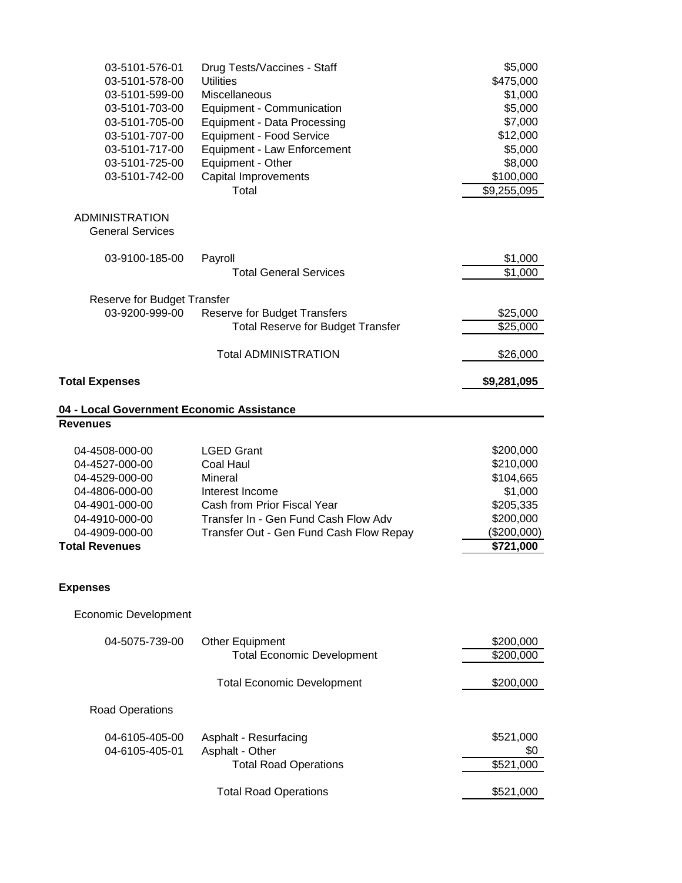| Account | Description | Amount |
|---|---|---|
| 03-5101-576-01 | Drug Tests/Vaccines - Staff | $5,000 |
| 03-5101-578-00 | Utilities | $475,000 |
| 03-5101-599-00 | Miscellaneous | $1,000 |
| 03-5101-703-00 | Equipment - Communication | $5,000 |
| 03-5101-705-00 | Equipment - Data Processing | $7,000 |
| 03-5101-707-00 | Equipment - Food Service | $12,000 |
| 03-5101-717-00 | Equipment - Law Enforcement | $5,000 |
| 03-5101-725-00 | Equipment - Other | $8,000 |
| 03-5101-742-00 | Capital Improvements | $100,000 |
| | Total | $9,255,095 |

ADMINISTRATION

General Services

| Account | Description | Amount |
|---|---|---|
| 03-9100-185-00 | Payroll | $1,000 |
| | Total General Services | $1,000 |

Reserve for Budget Transfer

| Account | Description | Amount |
|---|---|---|
| 03-9200-999-00 | Reserve for Budget Transfers | $25,000 |
| | Total Reserve for Budget Transfer | $25,000 |
| | Total ADMINISTRATION | $26,000 |

**Total Expenses** **$9,281,095**

## 04 - Local Government Economic Assistance

**Revenues**

| Account | Description | Amount |
|---|---|---|
| 04-4508-000-00 | LGED Grant | $200,000 |
| 04-4527-000-00 | Coal Haul | $210,000 |
| 04-4529-000-00 | Mineral | $104,665 |
| 04-4806-000-00 | Interest Income | $1,000 |
| 04-4901-000-00 | Cash from Prior Fiscal Year | $205,335 |
| 04-4910-000-00 | Transfer In - Gen Fund Cash Flow Adv | $200,000 |
| 04-4909-000-00 | Transfer Out - Gen Fund Cash Flow Repay | ($200,000) |
| **Total Revenues** | | **$721,000** |

**Expenses**

Economic Development

| Account | Description | Amount |
|---|---|---|
| 04-5075-739-00 | Other Equipment | $200,000 |
| | Total Economic Development | $200,000 |
| | Total Economic Development | $200,000 |

Road Operations

| Account | Description | Amount |
|---|---|---|
| 04-6105-405-00 | Asphalt - Resurfacing | $521,000 |
| 04-6105-405-01 | Asphalt - Other | $0 |
| | Total Road Operations | $521,000 |
| | Total Road Operations | $521,000 |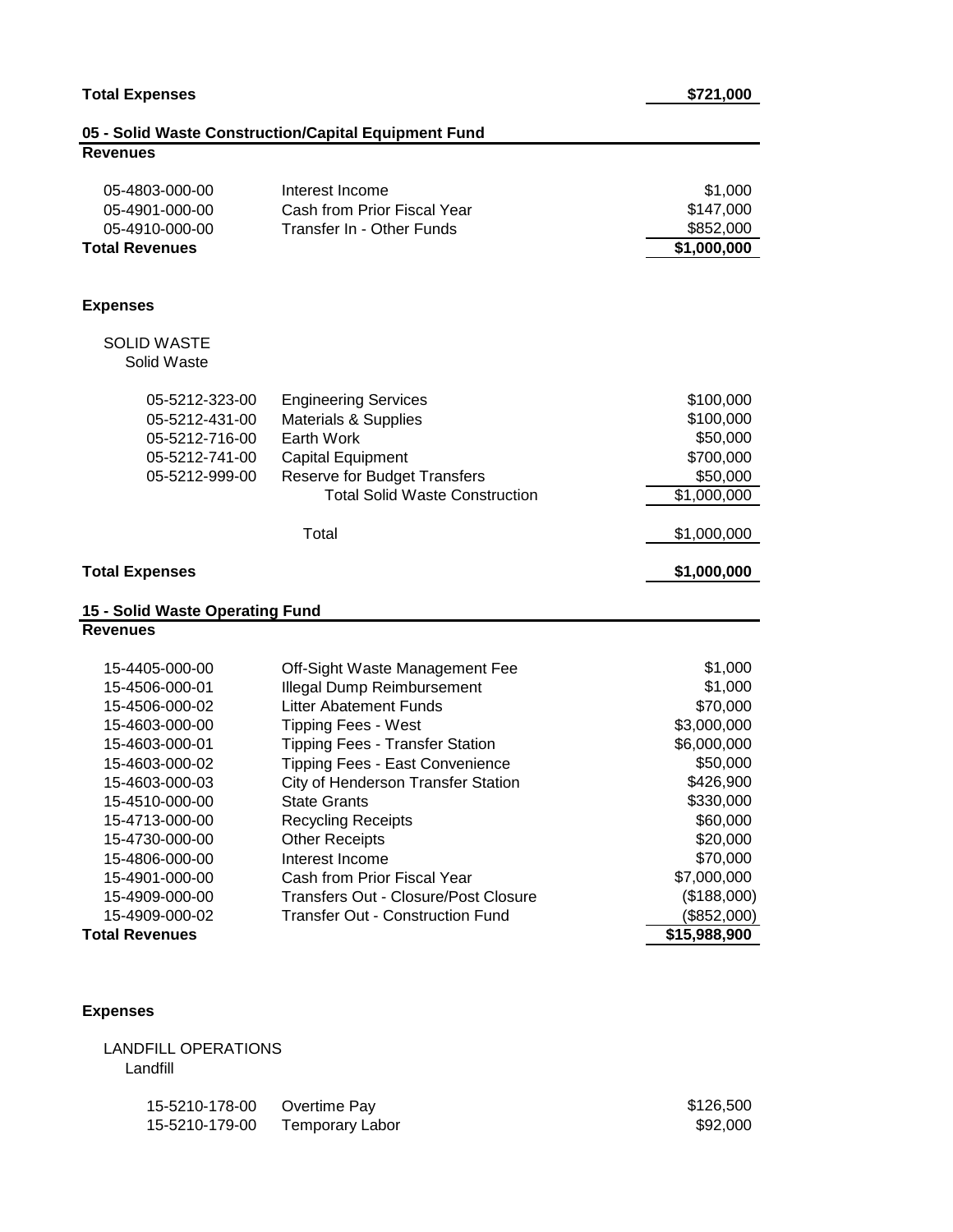| | | |
|---|---|---|
| **Total Expenses** | | **$721,000** |

## 05 - Solid Waste Construction/Capital Equipment Fund

**Revenues**

| Account | Description | Amount |
|---|---|---|
| 05-4803-000-00 | Interest Income | $1,000 |
| 05-4901-000-00 | Cash from Prior Fiscal Year | $147,000 |
| 05-4910-000-00 | Transfer In - Other Funds | $852,000 |
| **Total Revenues** | | **$1,000,000** |

**Expenses**

SOLID WASTE
Solid Waste

| Account | Description | Amount |
|---|---|---|
| 05-5212-323-00 | Engineering Services | $100,000 |
| 05-5212-431-00 | Materials & Supplies | $100,000 |
| 05-5212-716-00 | Earth Work | $50,000 |
| 05-5212-741-00 | Capital Equipment | $700,000 |
| 05-5212-999-00 | Reserve for Budget Transfers | $50,000 |
| | Total Solid Waste Construction | $1,000,000 |
| | Total | $1,000,000 |
| **Total Expenses** | | **$1,000,000** |

## 15 - Solid Waste Operating Fund

**Revenues**

| Account | Description | Amount |
|---|---|---|
| 15-4405-000-00 | Off-Sight Waste Management Fee | $1,000 |
| 15-4506-000-01 | Illegal Dump Reimbursement | $1,000 |
| 15-4506-000-02 | Litter Abatement Funds | $70,000 |
| 15-4603-000-00 | Tipping Fees - West | $3,000,000 |
| 15-4603-000-01 | Tipping Fees - Transfer Station | $6,000,000 |
| 15-4603-000-02 | Tipping Fees - East Convenience | $50,000 |
| 15-4603-000-03 | City of Henderson Transfer Station | $426,900 |
| 15-4510-000-00 | State Grants | $330,000 |
| 15-4713-000-00 | Recycling Receipts | $60,000 |
| 15-4730-000-00 | Other Receipts | $20,000 |
| 15-4806-000-00 | Interest Income | $70,000 |
| 15-4901-000-00 | Cash from Prior Fiscal Year | $7,000,000 |
| 15-4909-000-00 | Transfers Out - Closure/Post Closure | ($188,000) |
| 15-4909-000-02 | Transfer Out - Construction Fund | ($852,000) |
| **Total Revenues** | | **$15,988,900** |

**Expenses**

LANDFILL OPERATIONS
Landfill

| Account | Description | Amount |
|---|---|---|
| 15-5210-178-00 | Overtime Pay | $126,500 |
| 15-5210-179-00 | Temporary Labor | $92,000 |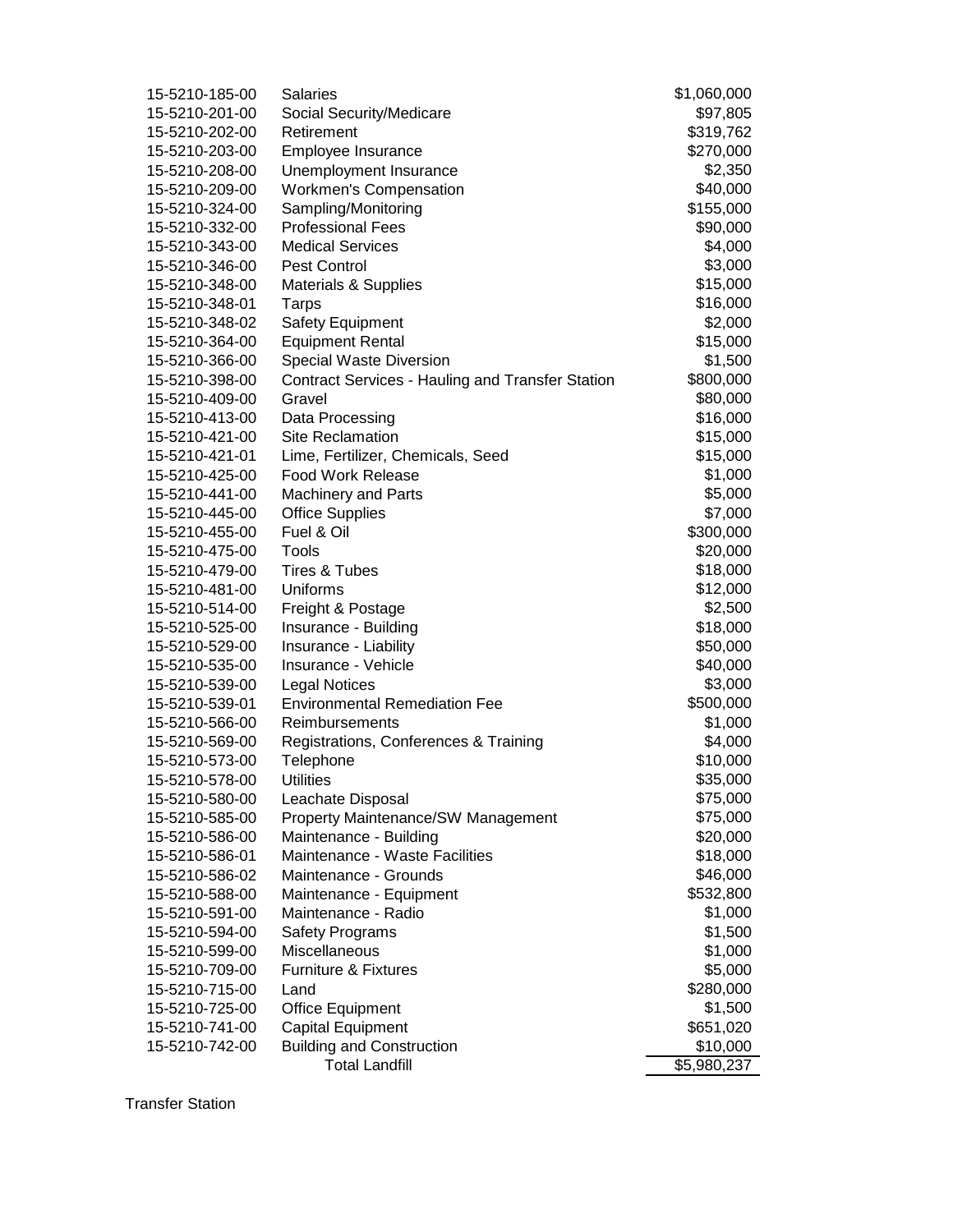| Account | Description | Amount |
|---|---|---|
| 15-5210-185-00 | Salaries | $1,060,000 |
| 15-5210-201-00 | Social Security/Medicare | $97,805 |
| 15-5210-202-00 | Retirement | $319,762 |
| 15-5210-203-00 | Employee Insurance | $270,000 |
| 15-5210-208-00 | Unemployment Insurance | $2,350 |
| 15-5210-209-00 | Workmen's Compensation | $40,000 |
| 15-5210-324-00 | Sampling/Monitoring | $155,000 |
| 15-5210-332-00 | Professional Fees | $90,000 |
| 15-5210-343-00 | Medical Services | $4,000 |
| 15-5210-346-00 | Pest Control | $3,000 |
| 15-5210-348-00 | Materials & Supplies | $15,000 |
| 15-5210-348-01 | Tarps | $16,000 |
| 15-5210-348-02 | Safety Equipment | $2,000 |
| 15-5210-364-00 | Equipment Rental | $15,000 |
| 15-5210-366-00 | Special Waste Diversion | $1,500 |
| 15-5210-398-00 | Contract Services - Hauling and Transfer Station | $800,000 |
| 15-5210-409-00 | Gravel | $80,000 |
| 15-5210-413-00 | Data Processing | $16,000 |
| 15-5210-421-00 | Site Reclamation | $15,000 |
| 15-5210-421-01 | Lime, Fertilizer, Chemicals, Seed | $15,000 |
| 15-5210-425-00 | Food Work Release | $1,000 |
| 15-5210-441-00 | Machinery and Parts | $5,000 |
| 15-5210-445-00 | Office Supplies | $7,000 |
| 15-5210-455-00 | Fuel & Oil | $300,000 |
| 15-5210-475-00 | Tools | $20,000 |
| 15-5210-479-00 | Tires & Tubes | $18,000 |
| 15-5210-481-00 | Uniforms | $12,000 |
| 15-5210-514-00 | Freight & Postage | $2,500 |
| 15-5210-525-00 | Insurance - Building | $18,000 |
| 15-5210-529-00 | Insurance - Liability | $50,000 |
| 15-5210-535-00 | Insurance - Vehicle | $40,000 |
| 15-5210-539-00 | Legal Notices | $3,000 |
| 15-5210-539-01 | Environmental Remediation Fee | $500,000 |
| 15-5210-566-00 | Reimbursements | $1,000 |
| 15-5210-569-00 | Registrations, Conferences & Training | $4,000 |
| 15-5210-573-00 | Telephone | $10,000 |
| 15-5210-578-00 | Utilities | $35,000 |
| 15-5210-580-00 | Leachate Disposal | $75,000 |
| 15-5210-585-00 | Property Maintenance/SW Management | $75,000 |
| 15-5210-586-00 | Maintenance - Building | $20,000 |
| 15-5210-586-01 | Maintenance - Waste Facilities | $18,000 |
| 15-5210-586-02 | Maintenance - Grounds | $46,000 |
| 15-5210-588-00 | Maintenance - Equipment | $532,800 |
| 15-5210-591-00 | Maintenance - Radio | $1,000 |
| 15-5210-594-00 | Safety Programs | $1,500 |
| 15-5210-599-00 | Miscellaneous | $1,000 |
| 15-5210-709-00 | Furniture & Fixtures | $5,000 |
| 15-5210-715-00 | Land | $280,000 |
| 15-5210-725-00 | Office Equipment | $1,500 |
| 15-5210-741-00 | Capital Equipment | $651,020 |
| 15-5210-742-00 | Building and Construction | $10,000 |
| | Total Landfill | $5,980,237 |

Transfer Station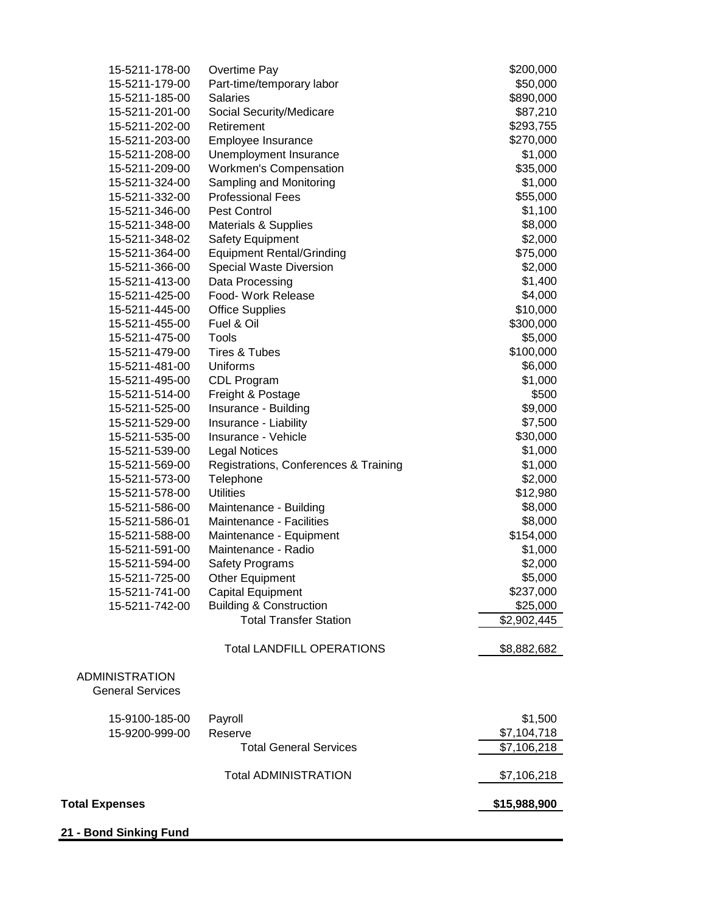| Account | Description | Amount |
|---|---|---|
| 15-5211-178-00 | Overtime Pay | $200,000 |
| 15-5211-179-00 | Part-time/temporary labor | $50,000 |
| 15-5211-185-00 | Salaries | $890,000 |
| 15-5211-201-00 | Social Security/Medicare | $87,210 |
| 15-5211-202-00 | Retirement | $293,755 |
| 15-5211-203-00 | Employee Insurance | $270,000 |
| 15-5211-208-00 | Unemployment Insurance | $1,000 |
| 15-5211-209-00 | Workmen's Compensation | $35,000 |
| 15-5211-324-00 | Sampling and Monitoring | $1,000 |
| 15-5211-332-00 | Professional Fees | $55,000 |
| 15-5211-346-00 | Pest Control | $1,100 |
| 15-5211-348-00 | Materials & Supplies | $8,000 |
| 15-5211-348-02 | Safety Equipment | $2,000 |
| 15-5211-364-00 | Equipment Rental/Grinding | $75,000 |
| 15-5211-366-00 | Special Waste Diversion | $2,000 |
| 15-5211-413-00 | Data Processing | $1,400 |
| 15-5211-425-00 | Food- Work Release | $4,000 |
| 15-5211-445-00 | Office Supplies | $10,000 |
| 15-5211-455-00 | Fuel & Oil | $300,000 |
| 15-5211-475-00 | Tools | $5,000 |
| 15-5211-479-00 | Tires & Tubes | $100,000 |
| 15-5211-481-00 | Uniforms | $6,000 |
| 15-5211-495-00 | CDL Program | $1,000 |
| 15-5211-514-00 | Freight & Postage | $500 |
| 15-5211-525-00 | Insurance - Building | $9,000 |
| 15-5211-529-00 | Insurance - Liability | $7,500 |
| 15-5211-535-00 | Insurance - Vehicle | $30,000 |
| 15-5211-539-00 | Legal Notices | $1,000 |
| 15-5211-569-00 | Registrations, Conferences & Training | $1,000 |
| 15-5211-573-00 | Telephone | $2,000 |
| 15-5211-578-00 | Utilities | $12,980 |
| 15-5211-586-00 | Maintenance - Building | $8,000 |
| 15-5211-586-01 | Maintenance - Facilities | $8,000 |
| 15-5211-588-00 | Maintenance - Equipment | $154,000 |
| 15-5211-591-00 | Maintenance - Radio | $1,000 |
| 15-5211-594-00 | Safety Programs | $2,000 |
| 15-5211-725-00 | Other Equipment | $5,000 |
| 15-5211-741-00 | Capital Equipment | $237,000 |
| 15-5211-742-00 | Building & Construction | $25,000 |
| | Total Transfer Station | $2,902,445 |
| | Total LANDFILL OPERATIONS | $8,882,682 |

ADMINISTRATION

General Services

| Account | Description | Amount |
|---|---|---|
| 15-9100-185-00 | Payroll | $1,500 |
| 15-9200-999-00 | Reserve | $7,104,718 |
| | Total General Services | $7,106,218 |
| | Total ADMINISTRATION | $7,106,218 |

**Total Expenses** **$15,988,900**

**21 - Bond Sinking Fund**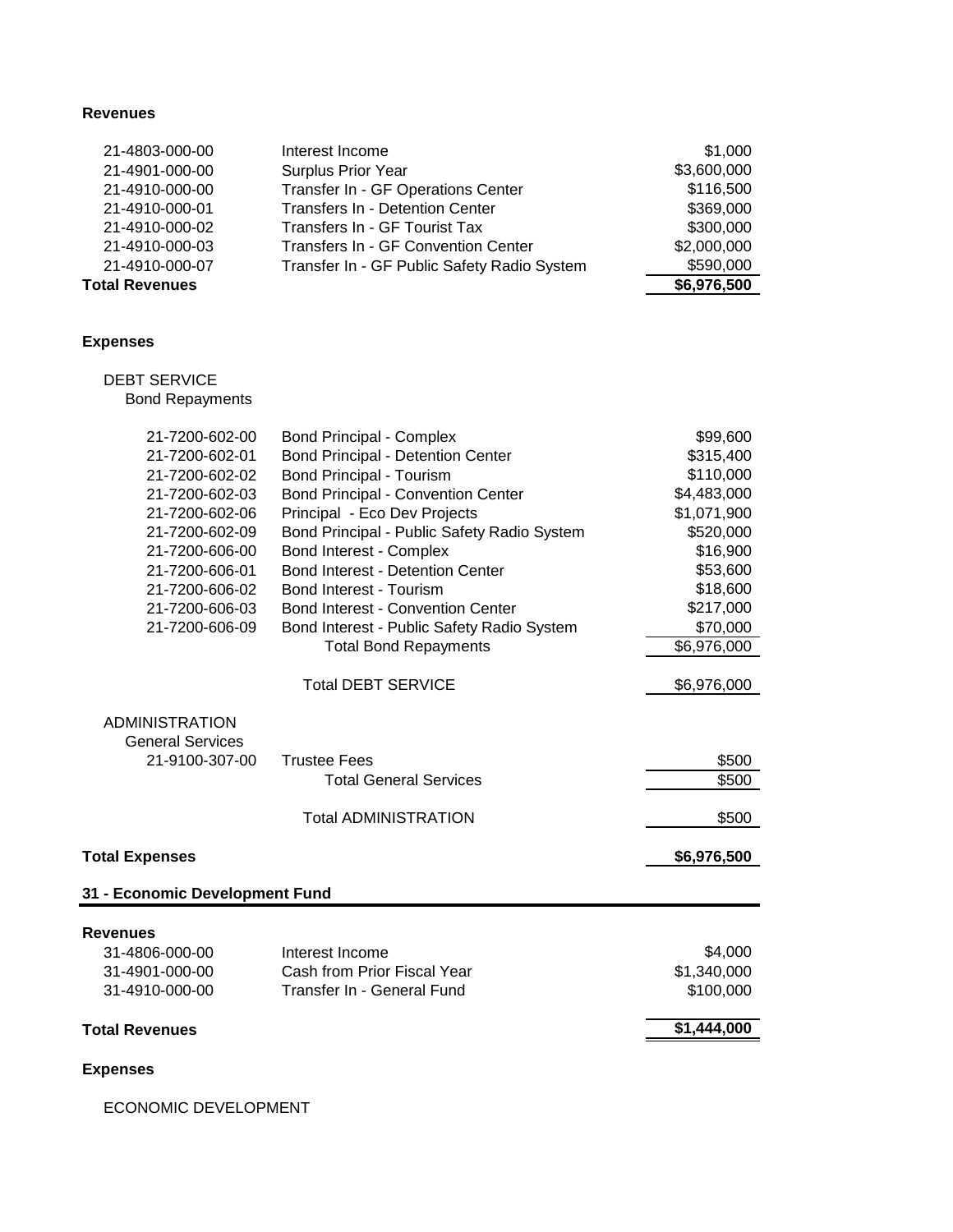**Revenues**

| | | |
|---|---|---|
| 21-4803-000-00 | Interest Income | $1,000 |
| 21-4901-000-00 | Surplus Prior Year | $3,600,000 |
| 21-4910-000-00 | Transfer In - GF Operations Center | $116,500 |
| 21-4910-000-01 | Transfers In - Detention Center | $369,000 |
| 21-4910-000-02 | Transfers In - GF Tourist Tax | $300,000 |
| 21-4910-000-03 | Transfers In - GF Convention Center | $2,000,000 |
| 21-4910-000-07 | Transfer In - GF Public Safety Radio System | $590,000 |
| **Total Revenues** | | **$6,976,500** |

**Expenses**

DEBT SERVICE

Bond Repayments

| | | |
|---|---|---|
| 21-7200-602-00 | Bond Principal - Complex | $99,600 |
| 21-7200-602-01 | Bond Principal - Detention Center | $315,400 |
| 21-7200-602-02 | Bond Principal - Tourism | $110,000 |
| 21-7200-602-03 | Bond Principal - Convention Center | $4,483,000 |
| 21-7200-602-06 | Principal - Eco Dev Projects | $1,071,900 |
| 21-7200-602-09 | Bond Principal - Public Safety Radio System | $520,000 |
| 21-7200-606-00 | Bond Interest - Complex | $16,900 |
| 21-7200-606-01 | Bond Interest - Detention Center | $53,600 |
| 21-7200-606-02 | Bond Interest - Tourism | $18,600 |
| 21-7200-606-03 | Bond Interest - Convention Center | $217,000 |
| 21-7200-606-09 | Bond Interest - Public Safety Radio System | $70,000 |
| | Total Bond Repayments | $6,976,000 |
| | Total DEBT SERVICE | $6,976,000 |

ADMINISTRATION

General Services

| | | |
|---|---|---|
| 21-9100-307-00 | Trustee Fees | $500 |
| | Total General Services | $500 |
| | Total ADMINISTRATION | $500 |

**Total Expenses** **$6,976,500**

## 31 - Economic Development Fund

**Revenues**

| | | |
|---|---|---|
| 31-4806-000-00 | Interest Income | $4,000 |
| 31-4901-000-00 | Cash from Prior Fiscal Year | $1,340,000 |
| 31-4910-000-00 | Transfer In - General Fund | $100,000 |
| **Total Revenues** | | **$1,444,000** |

**Expenses**

ECONOMIC DEVELOPMENT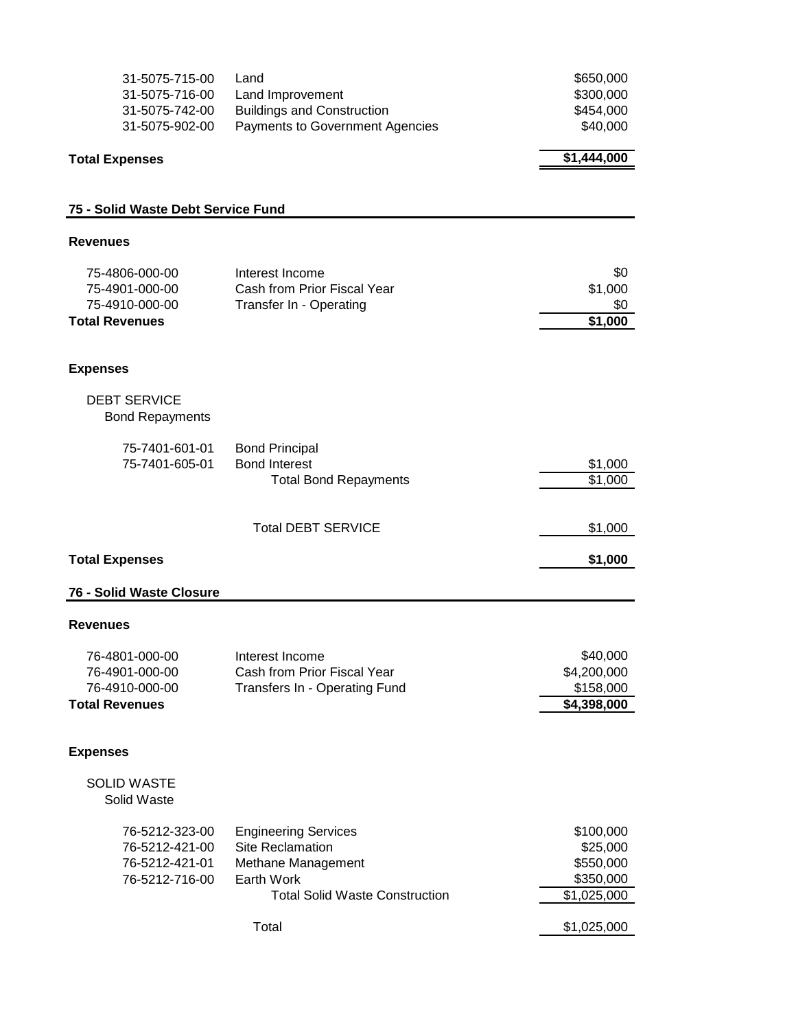| | | |
|---|---|---|
| 31-5075-715-00 | Land | $650,000 |
| 31-5075-716-00 | Land Improvement | $300,000 |
| 31-5075-742-00 | Buildings and Construction | $454,000 |
| 31-5075-902-00 | Payments to Government Agencies | $40,000 |
| **Total Expenses** | | **$1,444,000** |

## 75 - Solid Waste Debt Service Fund

### Revenues

| | | |
|---|---|---|
| 75-4806-000-00 | Interest Income | $0 |
| 75-4901-000-00 | Cash from Prior Fiscal Year | $1,000 |
| 75-4910-000-00 | Transfer In - Operating | $0 |
| **Total Revenues** | | **$1,000** |

### Expenses

DEBT SERVICE

Bond Repayments

| | | |
|---|---|---|
| 75-7401-601-01 | Bond Principal | |
| 75-7401-605-01 | Bond Interest | $1,000 |
| | Total Bond Repayments | $1,000 |
| | Total DEBT SERVICE | $1,000 |
| **Total Expenses** | | **$1,000** |

## 76 - Solid Waste Closure

### Revenues

| | | |
|---|---|---|
| 76-4801-000-00 | Interest Income | $40,000 |
| 76-4901-000-00 | Cash from Prior Fiscal Year | $4,200,000 |
| 76-4910-000-00 | Transfers In - Operating Fund | $158,000 |
| **Total Revenues** | | **$4,398,000** |

### Expenses

SOLID WASTE

Solid Waste

| | | |
|---|---|---|
| 76-5212-323-00 | Engineering Services | $100,000 |
| 76-5212-421-00 | Site Reclamation | $25,000 |
| 76-5212-421-01 | Methane Management | $550,000 |
| 76-5212-716-00 | Earth Work | $350,000 |
| | Total Solid Waste Construction | $1,025,000 |
| | Total | $1,025,000 |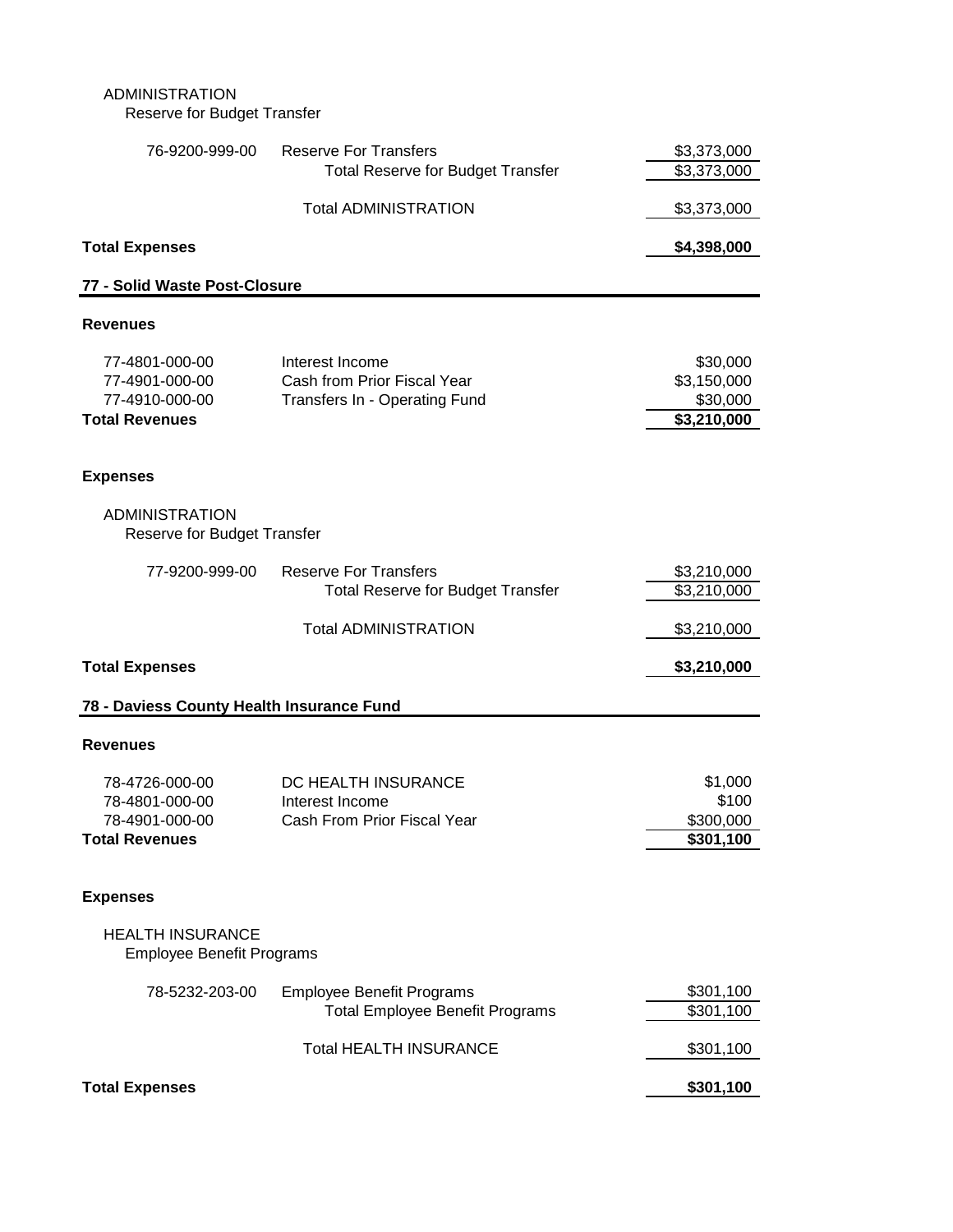ADMINISTRATION

Reserve for Budget Transfer

| | | |
|---|---|---|
| 76-9200-999-00 | Reserve For Transfers | $3,373,000 |
| | Total Reserve for Budget Transfer | $3,373,000 |
| | Total ADMINISTRATION | $3,373,000 |

**Total Expenses** **$4,398,000**

## 77 - Solid Waste Post-Closure

**Revenues**

| | | |
|---|---|---|
| 77-4801-000-00 | Interest Income | $30,000 |
| 77-4901-000-00 | Cash from Prior Fiscal Year | $3,150,000 |
| 77-4910-000-00 | Transfers In - Operating Fund | $30,000 |
| **Total Revenues** | | **$3,210,000** |

**Expenses**

ADMINISTRATION

Reserve for Budget Transfer

| | | |
|---|---|---|
| 77-9200-999-00 | Reserve For Transfers | $3,210,000 |
| | Total Reserve for Budget Transfer | $3,210,000 |
| | Total ADMINISTRATION | $3,210,000 |

**Total Expenses** **$3,210,000**

## 78 - Daviess County Health Insurance Fund

**Revenues**

| | | |
|---|---|---|
| 78-4726-000-00 | DC HEALTH INSURANCE | $1,000 |
| 78-4801-000-00 | Interest Income | $100 |
| 78-4901-000-00 | Cash From Prior Fiscal Year | $300,000 |
| **Total Revenues** | | **$301,100** |

**Expenses**

HEALTH INSURANCE

Employee Benefit Programs

| | | |
|---|---|---|
| 78-5232-203-00 | Employee Benefit Programs | $301,100 |
| | Total Employee Benefit Programs | $301,100 |
| | Total HEALTH INSURANCE | $301,100 |

**Total Expenses** **$301,100**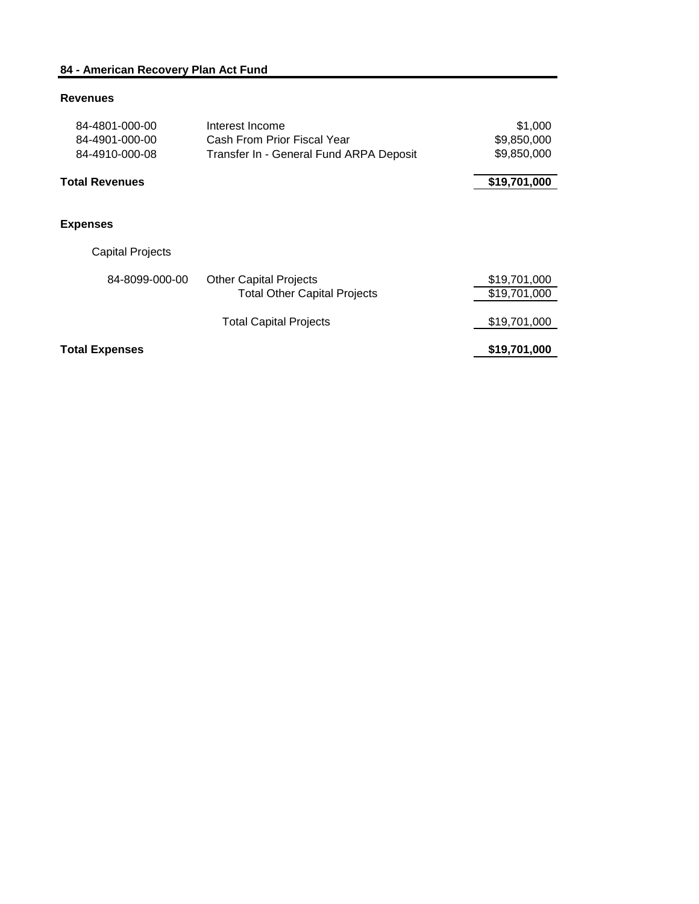## 84 - American Recovery Plan Act Fund

### Revenues

| | | |
|---|---|---|
| 84-4801-000-00 | Interest Income | $1,000 |
| 84-4901-000-00 | Cash From Prior Fiscal Year | $9,850,000 |
| 84-4910-000-08 | Transfer In - General Fund ARPA Deposit | $9,850,000 |
| **Total Revenues** | | **$19,701,000** |

### Expenses

Capital Projects

| | | |
|---|---|---|
| 84-8099-000-00 | Other Capital Projects | $19,701,000 |
| | Total Other Capital Projects | $19,701,000 |
| | Total Capital Projects | $19,701,000 |
| **Total Expenses** | | **$19,701,000** |